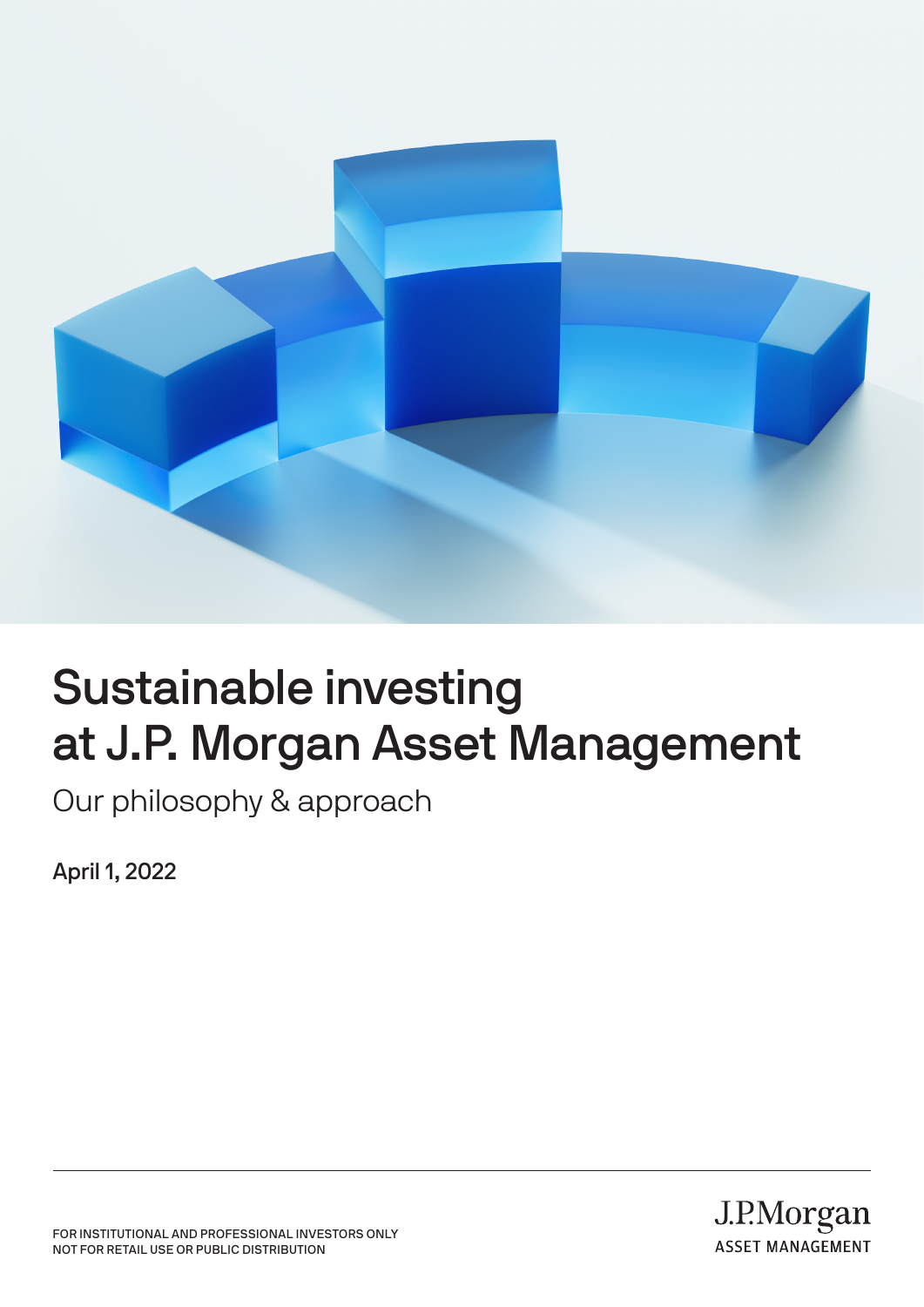# Sustainable investing at J.P. Morgan Asset Management

Our philosophy & approach

**April 1, 2022**

FOR INSTITUTIONAL AND PROFESSIONAL INVESTORS ONLY
NOT FOR RETAIL USE OR PUBLIC DISTRIBUTION

J.P.Morgan
ASSET MANAGEMENT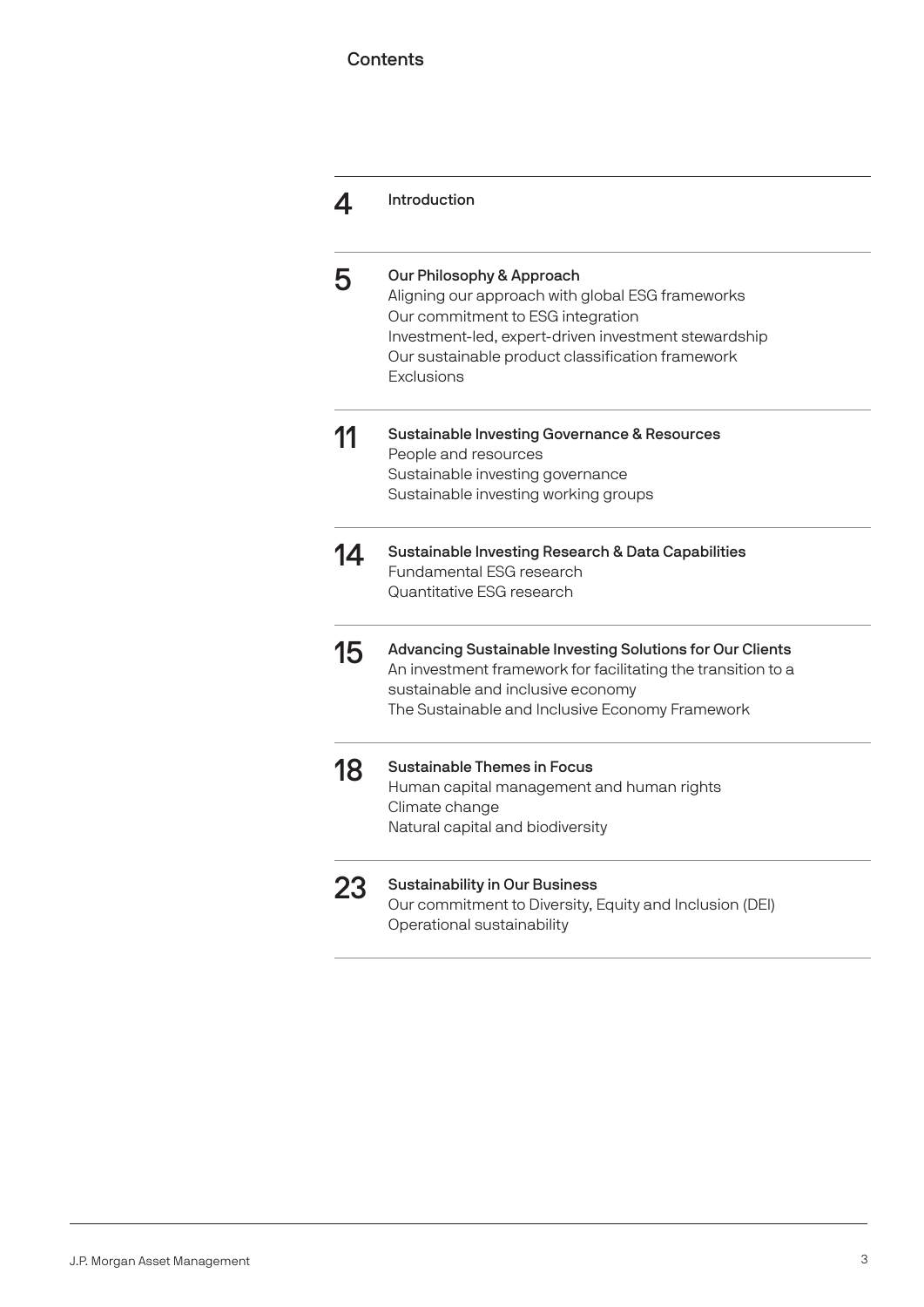# Contents

**4** **Introduction**

**5** **Our Philosophy & Approach**
Aligning our approach with global ESG frameworks
Our commitment to ESG integration
Investment-led, expert-driven investment stewardship
Our sustainable product classification framework
Exclusions

**11** **Sustainable Investing Governance & Resources**
People and resources
Sustainable investing governance
Sustainable investing working groups

**14** **Sustainable Investing Research & Data Capabilities**
Fundamental ESG research
Quantitative ESG research

**15** **Advancing Sustainable Investing Solutions for Our Clients**
An investment framework for facilitating the transition to a sustainable and inclusive economy
The Sustainable and Inclusive Economy Framework

**18** **Sustainable Themes in Focus**
Human capital management and human rights
Climate change
Natural capital and biodiversity

**23** **Sustainability in Our Business**
Our commitment to Diversity, Equity and Inclusion (DEI)
Operational sustainability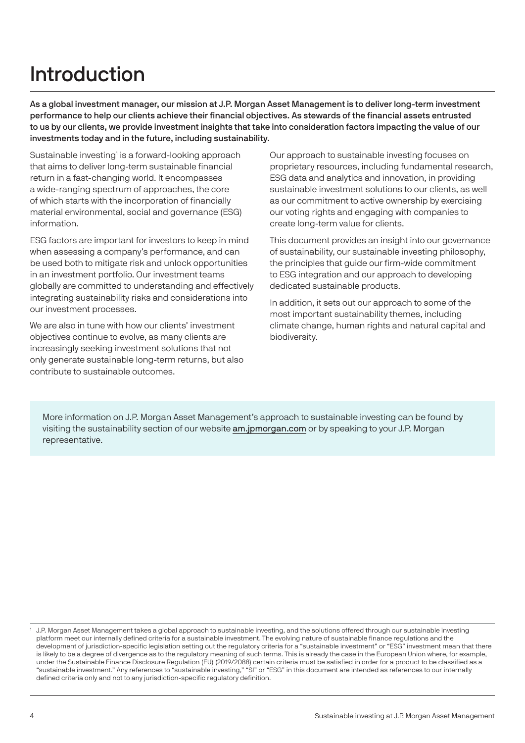# Introduction

**As a global investment manager, our mission at J.P. Morgan Asset Management is to deliver long-term investment performance to help our clients achieve their financial objectives. As stewards of the financial assets entrusted to us by our clients, we provide investment insights that take into consideration factors impacting the value of our investments today and in the future, including sustainability.**

Sustainable investing[1] is a forward-looking approach that aims to deliver long-term sustainable financial return in a fast-changing world. It encompasses a wide-ranging spectrum of approaches, the core of which starts with the incorporation of financially material environmental, social and governance (ESG) information.

ESG factors are important for investors to keep in mind when assessing a company's performance, and can be used both to mitigate risk and unlock opportunities in an investment portfolio. Our investment teams globally are committed to understanding and effectively integrating sustainability risks and considerations into our investment processes.

We are also in tune with how our clients' investment objectives continue to evolve, as many clients are increasingly seeking investment solutions that not only generate sustainable long-term returns, but also contribute to sustainable outcomes.

Our approach to sustainable investing focuses on proprietary resources, including fundamental research, ESG data and analytics and innovation, in providing sustainable investment solutions to our clients, as well as our commitment to active ownership by exercising our voting rights and engaging with companies to create long-term value for clients.

This document provides an insight into our governance of sustainability, our sustainable investing philosophy, the principles that guide our firm-wide commitment to ESG integration and our approach to developing dedicated sustainable products.

In addition, it sets out our approach to some of the most important sustainability themes, including climate change, human rights and natural capital and biodiversity.

More information on J.P. Morgan Asset Management's approach to sustainable investing can be found by visiting the sustainability section of our website am.jpmorgan.com or by speaking to your J.P. Morgan representative.

[1] J.P. Morgan Asset Management takes a global approach to sustainable investing, and the solutions offered through our sustainable investing platform meet our internally defined criteria for a sustainable investment. The evolving nature of sustainable finance regulations and the development of jurisdiction-specific legislation setting out the regulatory criteria for a "sustainable investment" or "ESG" investment mean that there is likely to be a degree of divergence as to the regulatory meaning of such terms. This is already the case in the European Union where, for example, under the Sustainable Finance Disclosure Regulation (EU) (2019/2088) certain criteria must be satisfied in order for a product to be classified as a "sustainable investment." Any references to "sustainable investing," "SI" or "ESG" in this document are intended as references to our internally defined criteria only and not to any jurisdiction-specific regulatory definition.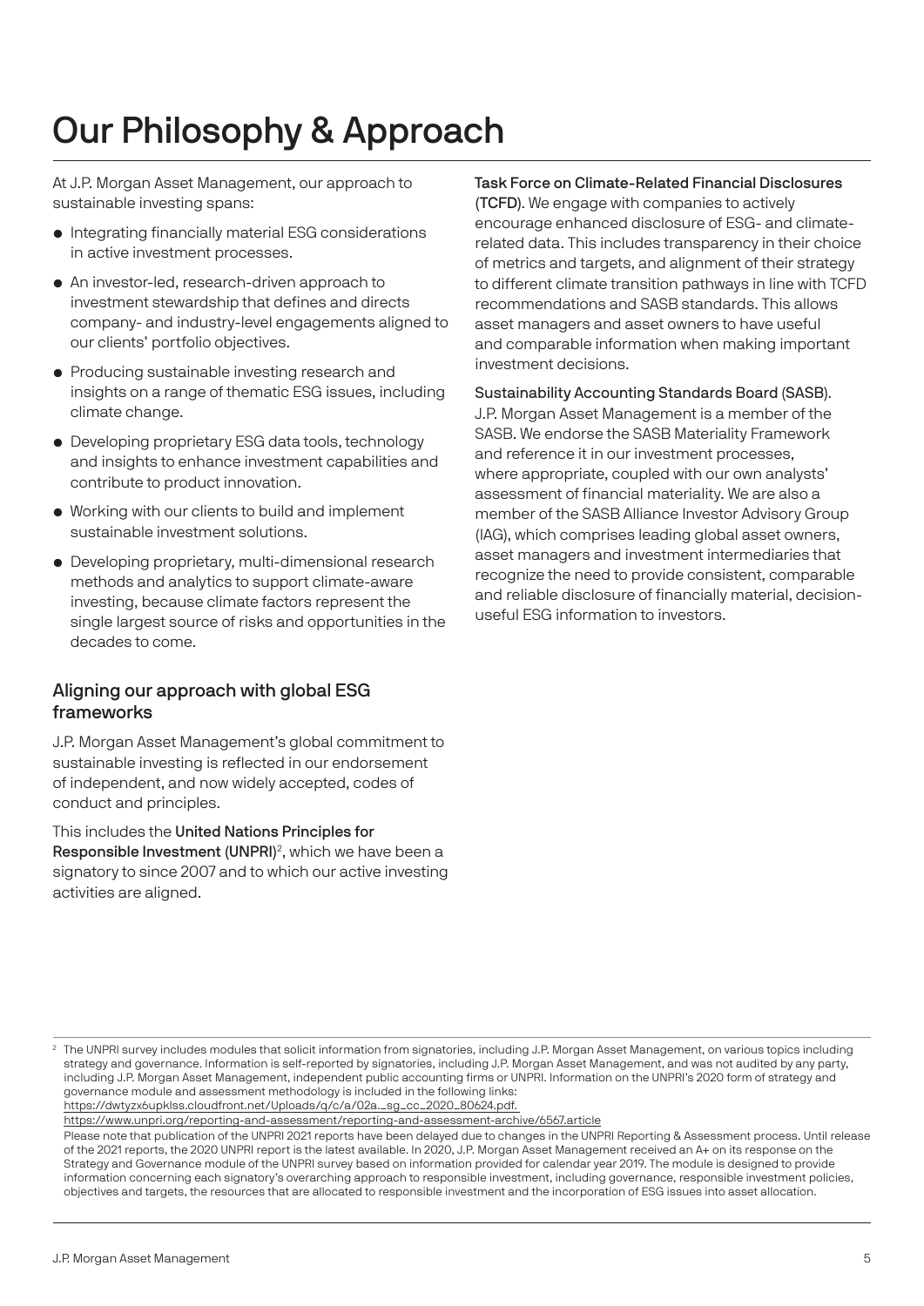# Our Philosophy & Approach

At J.P. Morgan Asset Management, our approach to sustainable investing spans:

- Integrating financially material ESG considerations in active investment processes.
- An investor-led, research-driven approach to investment stewardship that defines and directs company- and industry-level engagements aligned to our clients' portfolio objectives.
- Producing sustainable investing research and insights on a range of thematic ESG issues, including climate change.
- Developing proprietary ESG data tools, technology and insights to enhance investment capabilities and contribute to product innovation.
- Working with our clients to build and implement sustainable investment solutions.
- Developing proprietary, multi-dimensional research methods and analytics to support climate-aware investing, because climate factors represent the single largest source of risks and opportunities in the decades to come.

## Aligning our approach with global ESG frameworks

J.P. Morgan Asset Management's global commitment to sustainable investing is reflected in our endorsement of independent, and now widely accepted, codes of conduct and principles.

This includes the **United Nations Principles for Responsible Investment (UNPRI)**[2], which we have been a signatory to since 2007 and to which our active investing activities are aligned.

**Task Force on Climate-Related Financial Disclosures (TCFD)**. We engage with companies to actively encourage enhanced disclosure of ESG- and climate-related data. This includes transparency in their choice of metrics and targets, and alignment of their strategy to different climate transition pathways in line with TCFD recommendations and SASB standards. This allows asset managers and asset owners to have useful and comparable information when making important investment decisions.

**Sustainability Accounting Standards Board (SASB)**. J.P. Morgan Asset Management is a member of the SASB. We endorse the SASB Materiality Framework and reference it in our investment processes, where appropriate, coupled with our own analysts' assessment of financial materiality. We are also a member of the SASB Alliance Investor Advisory Group (IAG), which comprises leading global asset owners, asset managers and investment intermediaries that recognize the need to provide consistent, comparable and reliable disclosure of financially material, decision-useful ESG information to investors.

---

[2] The UNPRI survey includes modules that solicit information from signatories, including J.P. Morgan Asset Management, on various topics including strategy and governance. Information is self-reported by signatories, including J.P. Morgan Asset Management, and was not audited by any party, including J.P. Morgan Asset Management, independent public accounting firms or UNPRI. Information on the UNPRI's 2020 form of strategy and governance module and assessment methodology is included in the following links:
https://dwtyzx6upklss.cloudfront.net/Uploads/q/c/a/02a._sg_cc_2020_80624.pdf.
https://www.unpri.org/reporting-and-assessment/reporting-and-assessment-archive/6567.article
Please note that publication of the UNPRI 2021 reports have been delayed due to changes in the UNPRI Reporting & Assessment process. Until release of the 2021 reports, the 2020 UNPRI report is the latest available. In 2020, J.P. Morgan Asset Management received an A+ on its response on the Strategy and Governance module of the UNPRI survey based on information provided for calendar year 2019. The module is designed to provide information concerning each signatory's overarching approach to responsible investment, including governance, responsible investment policies, objectives and targets, the resources that are allocated to responsible investment and the incorporation of ESG issues into asset allocation.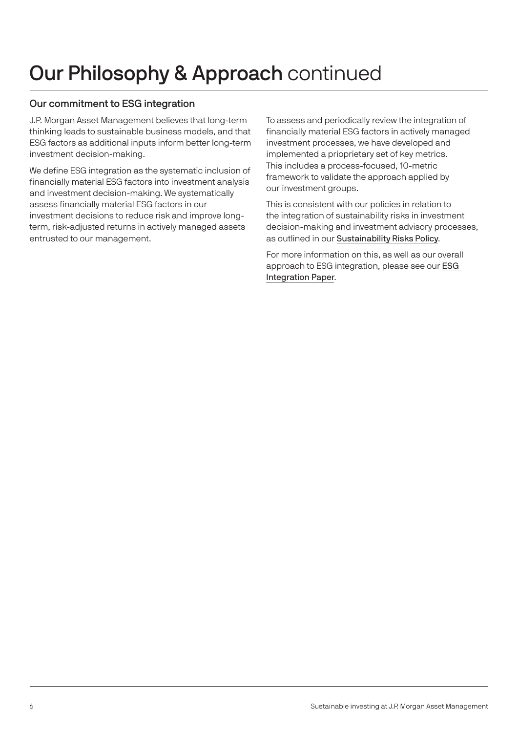# Our Philosophy & Approach continued

## Our commitment to ESG integration

J.P. Morgan Asset Management believes that long-term thinking leads to sustainable business models, and that ESG factors as additional inputs inform better long-term investment decision-making.

We define ESG integration as the systematic inclusion of financially material ESG factors into investment analysis and investment decision-making. We systematically assess financially material ESG factors in our investment decisions to reduce risk and improve long-term, risk-adjusted returns in actively managed assets entrusted to our management.

To assess and periodically review the integration of financially material ESG factors in actively managed investment processes, we have developed and implemented a priopretary set of key metrics. This includes a process-focused, 10-metric framework to validate the approach applied by our investment groups.

This is consistent with our policies in relation to the integration of sustainability risks in investment decision-making and investment advisory processes, as outlined in our Sustainability Risks Policy.

For more information on this, as well as our overall approach to ESG integration, please see our ESG Integration Paper.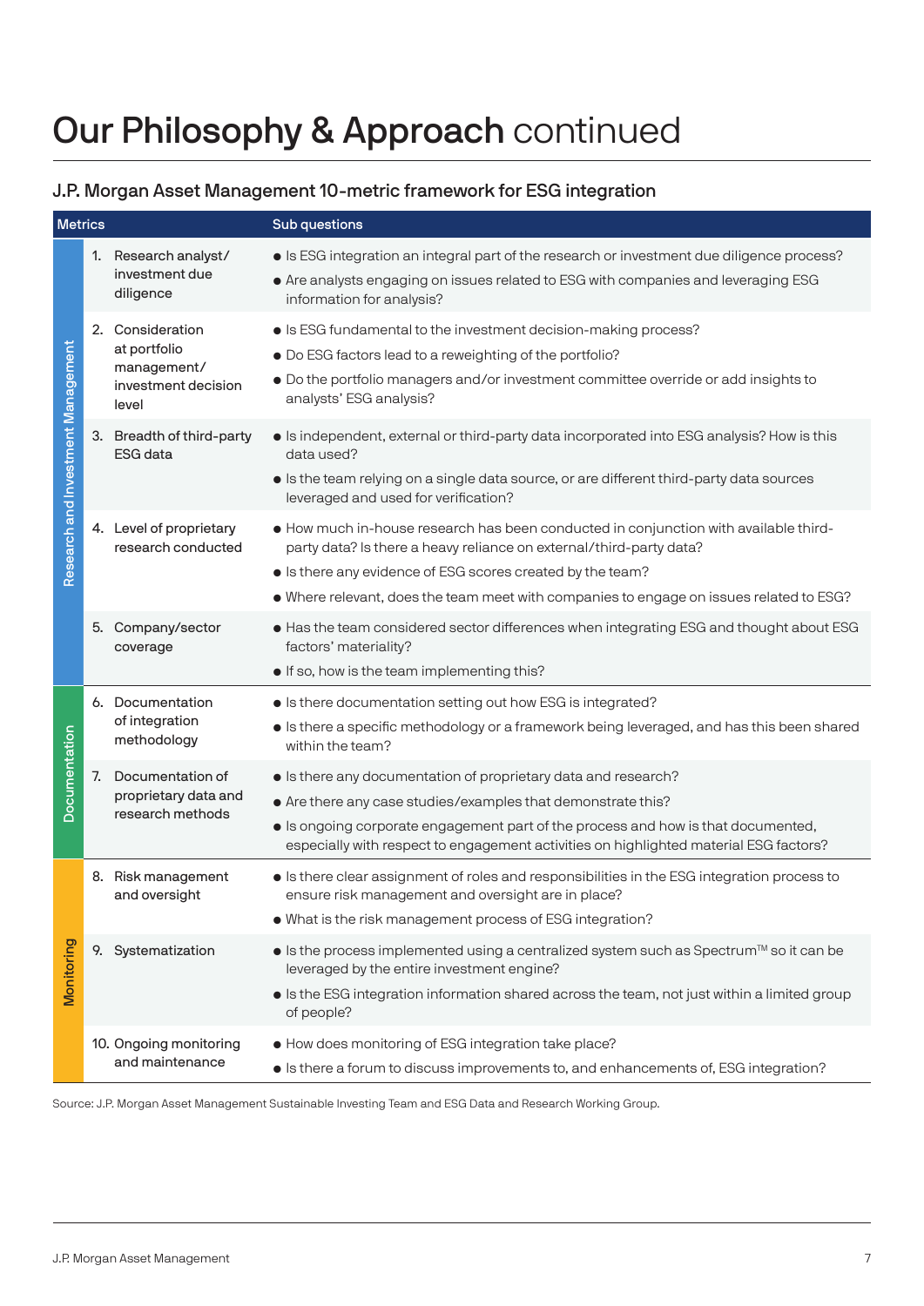# Our Philosophy & Approach continued

## J.P. Morgan Asset Management 10-metric framework for ESG integration

| | Metrics | Sub questions |
|---|---|---|
| Research and Investment Management | 1. Research analyst/ investment due diligence | • Is ESG integration an integral part of the research or investment due diligence process?<br>• Are analysts engaging on issues related to ESG with companies and leveraging ESG information for analysis? |
| | 2. Consideration at portfolio management/ investment decision level | • Is ESG fundamental to the investment decision-making process?<br>• Do ESG factors lead to a reweighting of the portfolio?<br>• Do the portfolio managers and/or investment committee override or add insights to analysts' ESG analysis? |
| | 3. Breadth of third-party ESG data | • Is independent, external or third-party data incorporated into ESG analysis? How is this data used?<br>• Is the team relying on a single data source, or are different third-party data sources leveraged and used for verification? |
| | 4. Level of proprietary research conducted | • How much in-house research has been conducted in conjunction with available third-party data? Is there a heavy reliance on external/third-party data?<br>• Is there any evidence of ESG scores created by the team?<br>• Where relevant, does the team meet with companies to engage on issues related to ESG? |
| | 5. Company/sector coverage | • Has the team considered sector differences when integrating ESG and thought about ESG factors' materiality?<br>• If so, how is the team implementing this? |
| Documentation | 6. Documentation of integration methodology | • Is there documentation setting out how ESG is integrated?<br>• Is there a specific methodology or a framework being leveraged, and has this been shared within the team? |
| | 7. Documentation of proprietary data and research methods | • Is there any documentation of proprietary data and research?<br>• Are there any case studies/examples that demonstrate this?<br>• Is ongoing corporate engagement part of the process and how is that documented, especially with respect to engagement activities on highlighted material ESG factors? |
| Monitoring | 8. Risk management and oversight | • Is there clear assignment of roles and responsibilities in the ESG integration process to ensure risk management and oversight are in place?<br>• What is the risk management process of ESG integration? |
| | 9. Systematization | • Is the process implemented using a centralized system such as Spectrum™ so it can be leveraged by the entire investment engine?<br>• Is the ESG integration information shared across the team, not just within a limited group of people? |
| | 10. Ongoing monitoring and maintenance | • How does monitoring of ESG integration take place?<br>• Is there a forum to discuss improvements to, and enhancements of, ESG integration? |

Source: J.P. Morgan Asset Management Sustainable Investing Team and ESG Data and Research Working Group.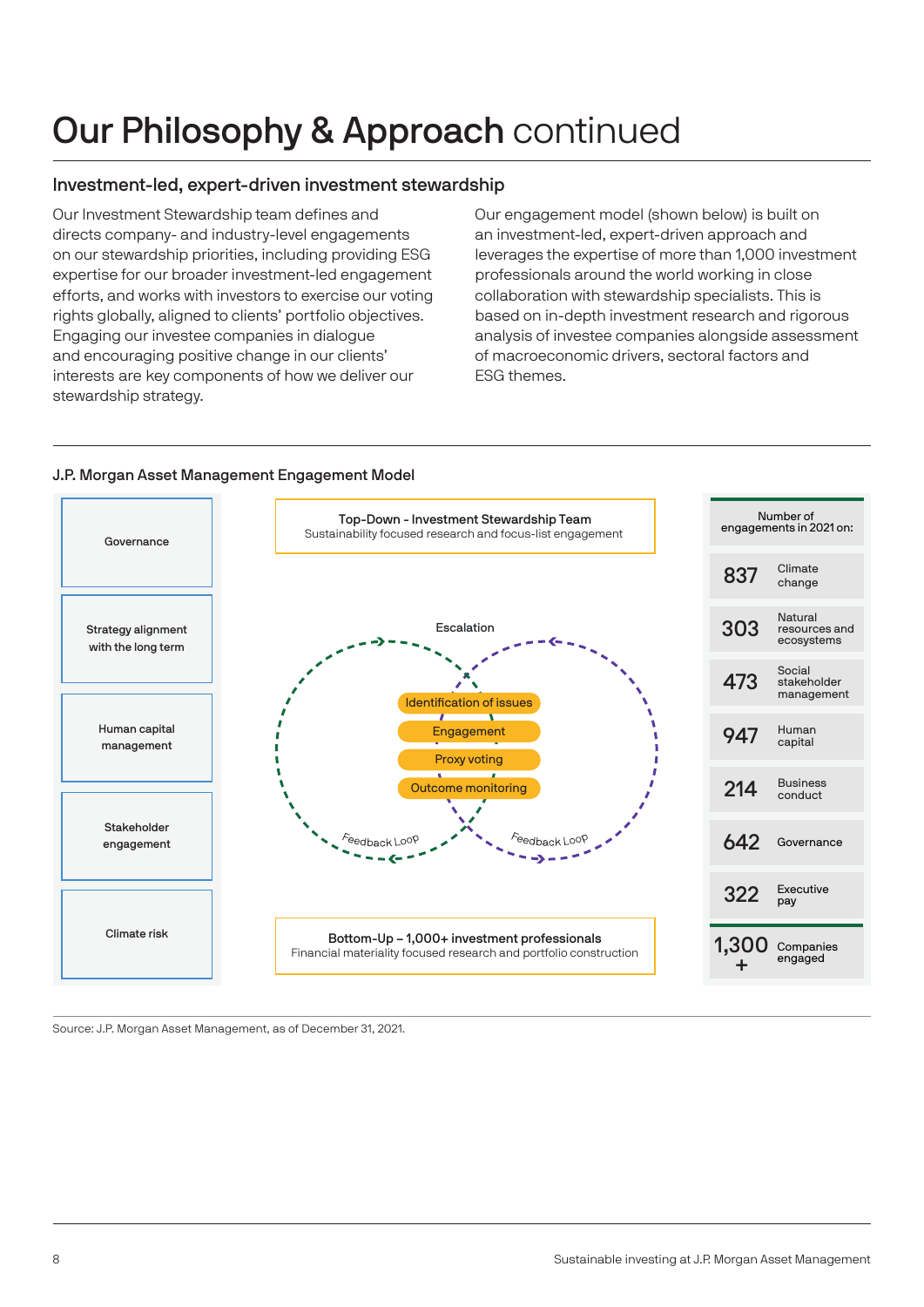# Our Philosophy & Approach continued

## Investment-led, expert-driven investment stewardship

Our Investment Stewardship team defines and directs company- and industry-level engagements on our stewardship priorities, including providing ESG expertise for our broader investment-led engagement efforts, and works with investors to exercise our voting rights globally, aligned to clients' portfolio objectives. Engaging our investee companies in dialogue and encouraging positive change in our clients' interests are key components of how we deliver our stewardship strategy.

Our engagement model (shown below) is built on an investment-led, expert-driven approach and leverages the expertise of more than 1,000 investment professionals around the world working in close collaboration with stewardship specialists. This is based on in-depth investment research and rigorous analysis of investee companies alongside assessment of macroeconomic drivers, sectoral factors and ESG themes.

### J.P. Morgan Asset Management Engagement Model

- Governance
- Strategy alignment with the long term
- Human capital management
- Stakeholder engagement
- Climate risk

**Top-Down - Investment Stewardship Team**
Sustainability focused research and focus-list engagement

Escalation

- Identification of issues
- Engagement
- Proxy voting
- Outcome monitoring

Feedback Loop | Feedback Loop

**Bottom-Up – 1,000+ investment professionals**
Financial materiality focused research and portfolio construction

| Number of engagements in 2021 on: | |
|---|---|
| 837 | Climate change |
| 303 | Natural resources and ecosystems |
| 473 | Social stakeholder management |
| 947 | Human capital |
| 214 | Business conduct |
| 642 | Governance |
| 322 | Executive pay |
| 1,300+ | Companies engaged |

Source: J.P. Morgan Asset Management, as of December 31, 2021.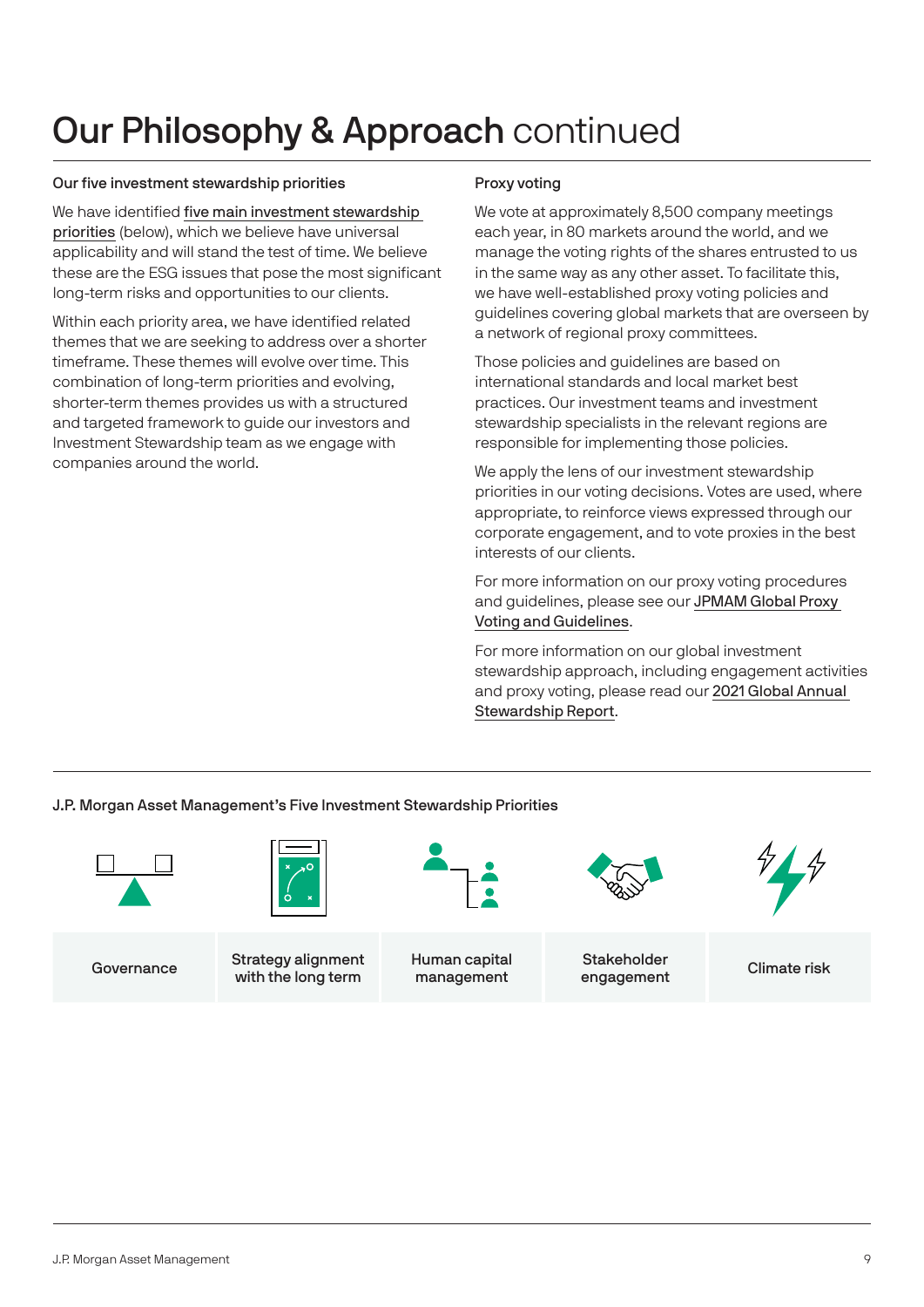# Our Philosophy & Approach continued

### Our five investment stewardship priorities

We have identified five main investment stewardship priorities (below), which we believe have universal applicability and will stand the test of time. We believe these are the ESG issues that pose the most significant long-term risks and opportunities to our clients.

Within each priority area, we have identified related themes that we are seeking to address over a shorter timeframe. These themes will evolve over time. This combination of long-term priorities and evolving, shorter-term themes provides us with a structured and targeted framework to guide our investors and Investment Stewardship team as we engage with companies around the world.

### Proxy voting

We vote at approximately 8,500 company meetings each year, in 80 markets around the world, and we manage the voting rights of the shares entrusted to us in the same way as any other asset. To facilitate this, we have well-established proxy voting policies and guidelines covering global markets that are overseen by a network of regional proxy committees.

Those policies and guidelines are based on international standards and local market best practices. Our investment teams and investment stewardship specialists in the relevant regions are responsible for implementing those policies.

We apply the lens of our investment stewardship priorities in our voting decisions. Votes are used, where appropriate, to reinforce views expressed through our corporate engagement, and to vote proxies in the best interests of our clients.

For more information on our proxy voting procedures and guidelines, please see our JPMAM Global Proxy Voting and Guidelines.

For more information on our global investment stewardship approach, including engagement activities and proxy voting, please read our 2021 Global Annual Stewardship Report.

### J.P. Morgan Asset Management's Five Investment Stewardship Priorities

| Governance | Strategy alignment with the long term | Human capital management | Stakeholder engagement | Climate risk |
|---|---|---|---|---|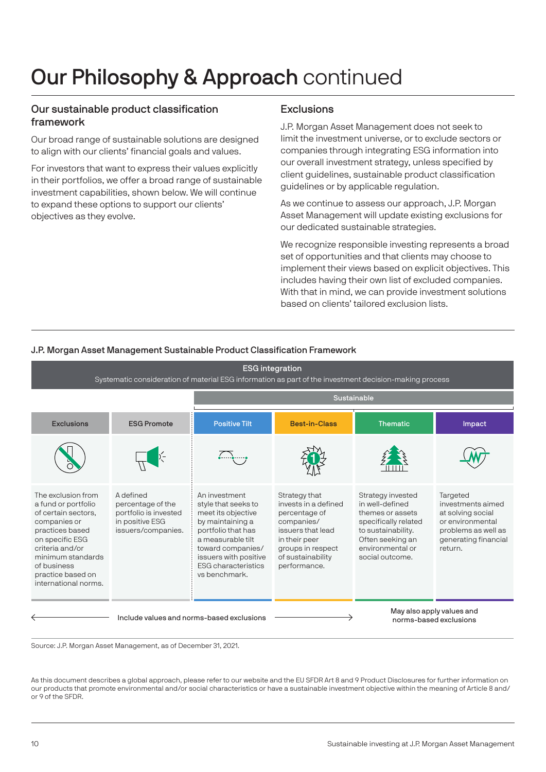# Our Philosophy & Approach continued

## Our sustainable product classification framework

Our broad range of sustainable solutions are designed to align with our clients' financial goals and values.

For investors that want to express their values explicitly in their portfolios, we offer a broad range of sustainable investment capabilities, shown below. We will continue to expand these options to support our clients' objectives as they evolve.

## Exclusions

J.P. Morgan Asset Management does not seek to limit the investment universe, or to exclude sectors or companies through integrating ESG information into our overall investment strategy, unless specified by client guidelines, sustainable product classification guidelines or by applicable regulation.

As we continue to assess our approach, J.P. Morgan Asset Management will update existing exclusions for our dedicated sustainable strategies.

We recognize responsible investing represents a broad set of opportunities and that clients may choose to implement their views based on explicit objectives. This includes having their own list of excluded companies. With that in mind, we can provide investment solutions based on clients' tailored exclusion lists.

### J.P. Morgan Asset Management Sustainable Product Classification Framework

**ESG integration**
Systematic consideration of material ESG information as part of the investment decision-making process

| | | Sustainable | | | |
|---|---|---|---|---|---|
| Exclusions | ESG Promote | Positive Tilt | Best-in-Class | Thematic | Impact |
| The exclusion from a fund or portfolio of certain sectors, companies or practices based on specific ESG criteria and/or minimum standards of business practice based on international norms. | A defined percentage of the portfolio is invested in positive ESG issuers/companies. | An investment style that seeks to meet its objective by maintaining a portfolio that has a measurable tilt toward companies/issuers with positive ESG characteristics vs benchmark. | Strategy that invests in a defined percentage of companies/issuers that lead in their peer groups in respect of sustainability performance. | Strategy invested in well-defined themes or assets specifically related to sustainability. Often seeking an environmental or social outcome. | Targeted investments aimed at solving social or environmental problems as well as generating financial return. |
| Include values and norms-based exclusions | | | | May also apply values and norms-based exclusions | |

Source: J.P. Morgan Asset Management, as of December 31, 2021.

As this document describes a global approach, please refer to our website and the EU SFDR Art 8 and 9 Product Disclosures for further information on our products that promote environmental and/or social characteristics or have a sustainable investment objective within the meaning of Article 8 and/or 9 of the SFDR.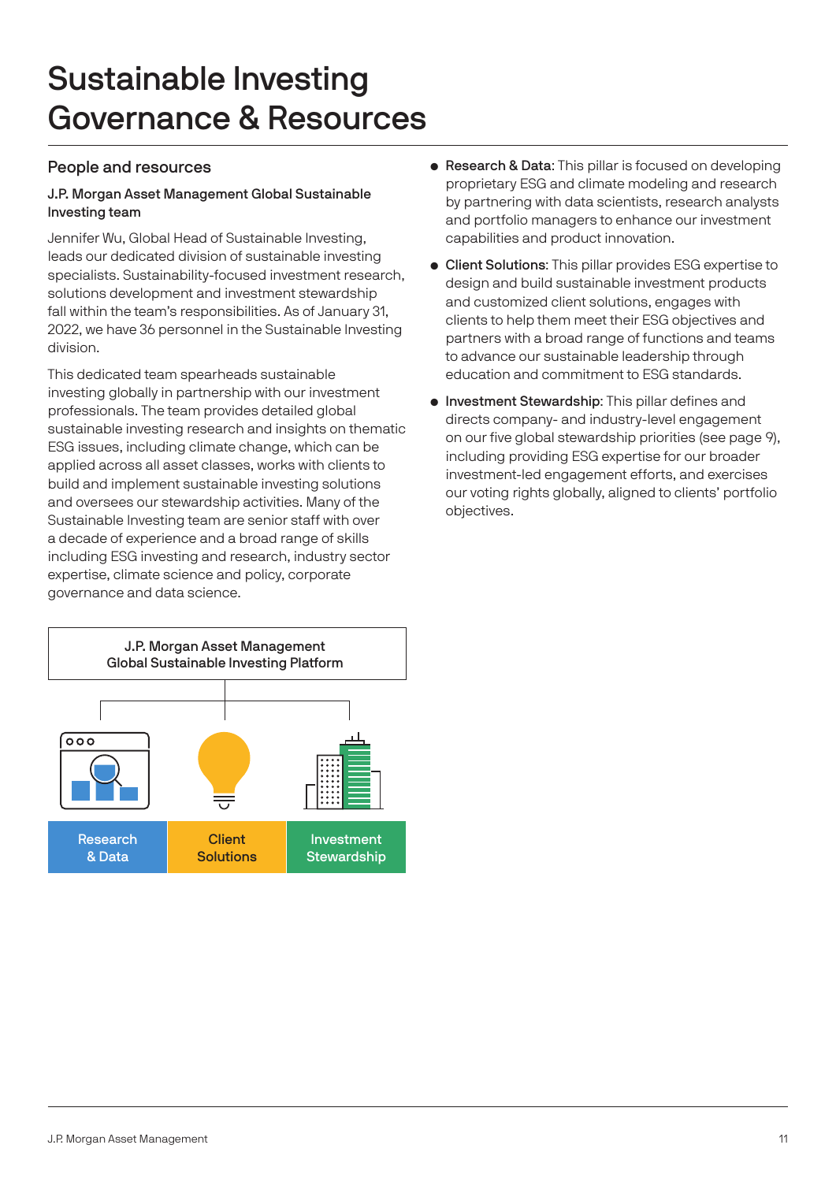# Sustainable Investing Governance & Resources

## People and resources

### J.P. Morgan Asset Management Global Sustainable Investing team

Jennifer Wu, Global Head of Sustainable Investing, leads our dedicated division of sustainable investing specialists. Sustainability-focused investment research, solutions development and investment stewardship fall within the team's responsibilities. As of January 31, 2022, we have 36 personnel in the Sustainable Investing division.

This dedicated team spearheads sustainable investing globally in partnership with our investment professionals. The team provides detailed global sustainable investing research and insights on thematic ESG issues, including climate change, which can be applied across all asset classes, works with clients to build and implement sustainable investing solutions and oversees our stewardship activities. Many of the Sustainable Investing team are senior staff with over a decade of experience and a broad range of skills including ESG investing and research, industry sector expertise, climate science and policy, corporate governance and data science.

J.P. Morgan Asset Management Global Sustainable Investing Platform

- Research & Data
- Client Solutions
- Investment Stewardship

- **Research & Data**: This pillar is focused on developing proprietary ESG and climate modeling and research by partnering with data scientists, research analysts and portfolio managers to enhance our investment capabilities and product innovation.
- **Client Solutions**: This pillar provides ESG expertise to design and build sustainable investment products and customized client solutions, engages with clients to help them meet their ESG objectives and partners with a broad range of functions and teams to advance our sustainable leadership through education and commitment to ESG standards.
- **Investment Stewardship**: This pillar defines and directs company- and industry-level engagement on our five global stewardship priorities (see page 9), including providing ESG expertise for our broader investment-led engagement efforts, and exercises our voting rights globally, aligned to clients' portfolio objectives.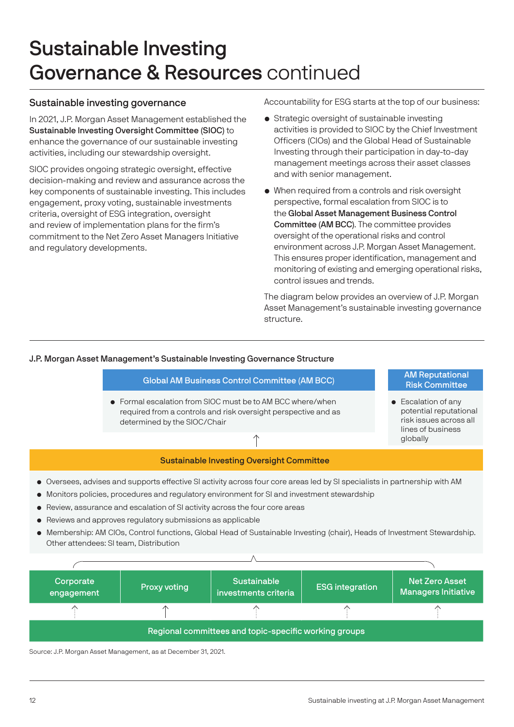// Sustainable Investing Governance & Resources continued

## Sustainable investing governance

In 2021, J.P. Morgan Asset Management established the **Sustainable Investing Oversight Committee (SIOC)** to enhance the governance of our sustainable investing activities, including our stewardship oversight.

SIOC provides ongoing strategic oversight, effective decision-making and review and assurance across the key components of sustainable investing. This includes engagement, proxy voting, sustainable investments criteria, oversight of ESG integration, oversight and review of implementation plans for the firm's commitment to the Net Zero Asset Managers Initiative and regulatory developments.

Accountability for ESG starts at the top of our business:

- Strategic oversight of sustainable investing activities is provided to SIOC by the Chief Investment Officers (CIOs) and the Global Head of Sustainable Investing through their participation in day-to-day management meetings across their asset classes and with senior management.
- When required from a controls and risk oversight perspective, formal escalation from SIOC is to the **Global Asset Management Business Control Committee (AM BCC)**. The committee provides oversight of the operational risks and control environment across J.P. Morgan Asset Management. This ensures proper identification, management and monitoring of existing and emerging operational risks, control issues and trends.

The diagram below provides an overview of J.P. Morgan Asset Management's sustainable investing governance structure.

**J.P. Morgan Asset Management's Sustainable Investing Governance Structure**

**Global AM Business Control Committee (AM BCC)**

- Formal escalation from SIOC must be to AM BCC where/when required from a controls and risk oversight perspective and as determined by the SIOC/Chair

**AM Reputational Risk Committee**

- Escalation of any potential reputational risk issues across all lines of business globally

↑

**Sustainable Investing Oversight Committee**

- Oversees, advises and supports effective SI activity across four core areas led by SI specialists in partnership with AM
- Monitors policies, procedures and regulatory environment for SI and investment stewardship
- Review, assurance and escalation of SI activity across the four core areas
- Reviews and approves regulatory submissions as applicable
- Membership: AM CIOs, Control functions, Global Head of Sustainable Investing (chair), Heads of Investment Stewardship. Other attendees: SI team, Distribution

| Corporate engagement | Proxy voting | Sustainable investments criteria | ESG integration | Net Zero Asset Managers Initiative |
|---|---|---|---|---|

**Regional committees and topic-specific working groups**

Source: J.P. Morgan Asset Management, as at December 31, 2021.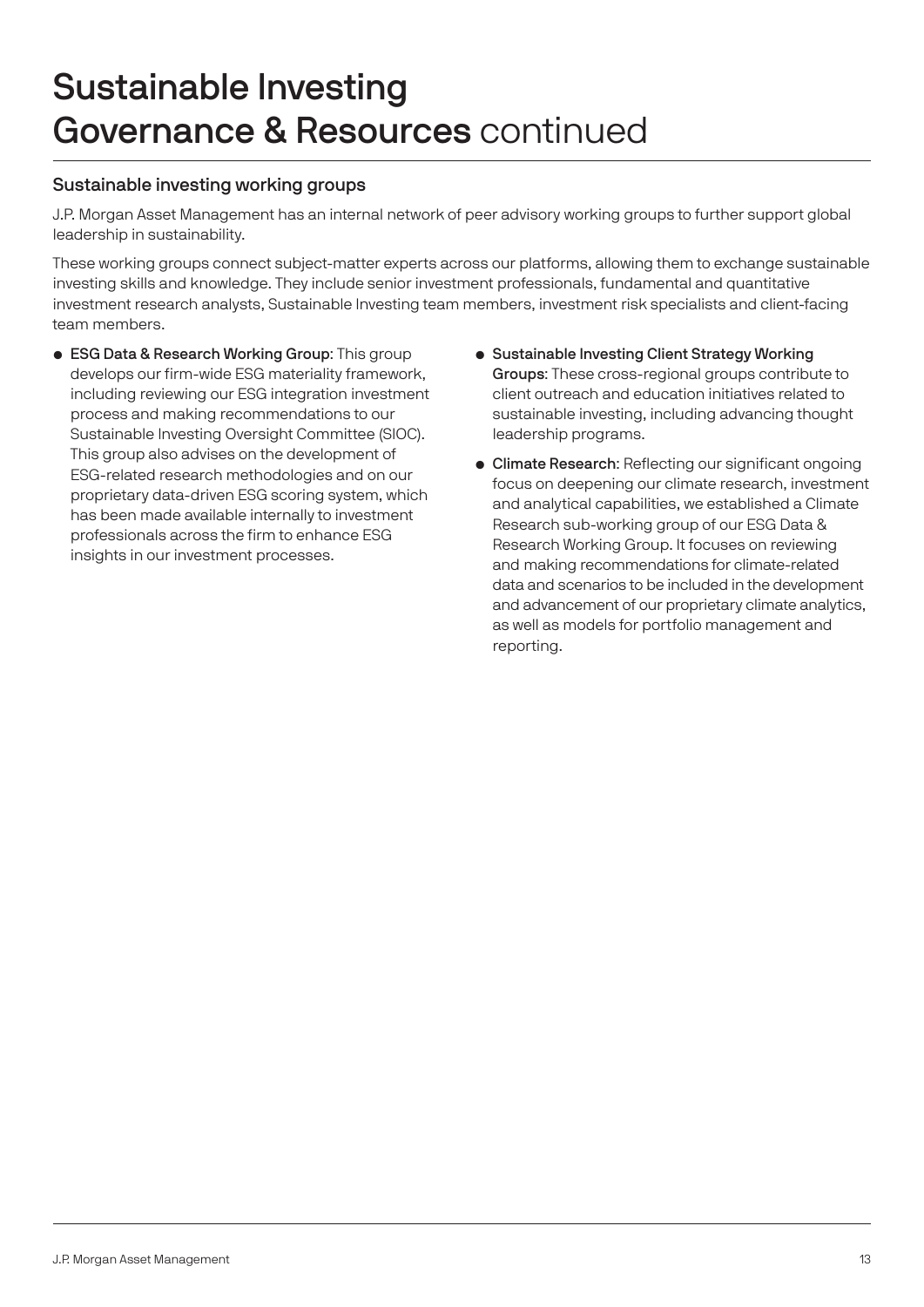# Sustainable Investing Governance & Resources continued

## Sustainable investing working groups

J.P. Morgan Asset Management has an internal network of peer advisory working groups to further support global leadership in sustainability.

These working groups connect subject-matter experts across our platforms, allowing them to exchange sustainable investing skills and knowledge. They include senior investment professionals, fundamental and quantitative investment research analysts, Sustainable Investing team members, investment risk specialists and client-facing team members.

- **ESG Data & Research Working Group**: This group develops our firm-wide ESG materiality framework, including reviewing our ESG integration investment process and making recommendations to our Sustainable Investing Oversight Committee (SIOC). This group also advises on the development of ESG-related research methodologies and on our proprietary data-driven ESG scoring system, which has been made available internally to investment professionals across the firm to enhance ESG insights in our investment processes.
- **Sustainable Investing Client Strategy Working Groups**: These cross-regional groups contribute to client outreach and education initiatives related to sustainable investing, including advancing thought leadership programs.
- **Climate Research**: Reflecting our significant ongoing focus on deepening our climate research, investment and analytical capabilities, we established a Climate Research sub-working group of our ESG Data & Research Working Group. It focuses on reviewing and making recommendations for climate-related data and scenarios to be included in the development and advancement of our proprietary climate analytics, as well as models for portfolio management and reporting.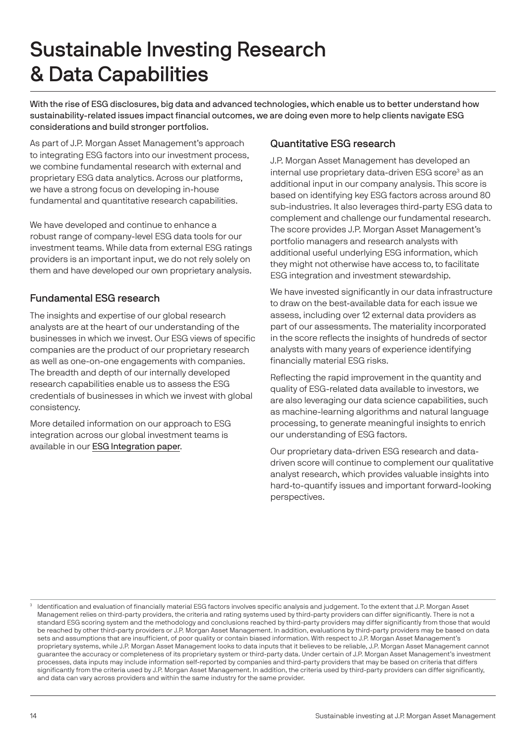# Sustainable Investing Research & Data Capabilities

With the rise of ESG disclosures, big data and advanced technologies, which enable us to better understand how sustainability-related issues impact financial outcomes, we are doing even more to help clients navigate ESG considerations and build stronger portfolios.

As part of J.P. Morgan Asset Management's approach to integrating ESG factors into our investment process, we combine fundamental research with external and proprietary ESG data analytics. Across our platforms, we have a strong focus on developing in-house fundamental and quantitative research capabilities.

We have developed and continue to enhance a robust range of company-level ESG data tools for our investment teams. While data from external ESG ratings providers is an important input, we do not rely solely on them and have developed our own proprietary analysis.

## Fundamental ESG research

The insights and expertise of our global research analysts are at the heart of our understanding of the businesses in which we invest. Our ESG views of specific companies are the product of our proprietary research as well as one-on-one engagements with companies. The breadth and depth of our internally developed research capabilities enable us to assess the ESG credentials of businesses in which we invest with global consistency.

More detailed information on our approach to ESG integration across our global investment teams is available in our ESG Integration paper.

## Quantitative ESG research

J.P. Morgan Asset Management has developed an internal use proprietary data-driven ESG score[3] as an additional input in our company analysis. This score is based on identifying key ESG factors across around 80 sub-industries. It also leverages third-party ESG data to complement and challenge our fundamental research. The score provides J.P. Morgan Asset Management's portfolio managers and research analysts with additional useful underlying ESG information, which they might not otherwise have access to, to facilitate ESG integration and investment stewardship.

We have invested significantly in our data infrastructure to draw on the best-available data for each issue we assess, including over 12 external data providers as part of our assessments. The materiality incorporated in the score reflects the insights of hundreds of sector analysts with many years of experience identifying financially material ESG risks.

Reflecting the rapid improvement in the quantity and quality of ESG-related data available to investors, we are also leveraging our data science capabilities, such as machine-learning algorithms and natural language processing, to generate meaningful insights to enrich our understanding of ESG factors.

Our proprietary data-driven ESG research and data-driven score will continue to complement our qualitative analyst research, which provides valuable insights into hard-to-quantify issues and important forward-looking perspectives.

---

[3] Identification and evaluation of financially material ESG factors involves specific analysis and judgement. To the extent that J.P. Morgan Asset Management relies on third-party providers, the criteria and rating systems used by third-party providers can differ significantly. There is not a standard ESG scoring system and the methodology and conclusions reached by third-party providers may differ significantly from those that would be reached by other third-party providers or J.P. Morgan Asset Management. In addition, evaluations by third-party providers may be based on data sets and assumptions that are insufficient, of poor quality or contain biased information. With respect to J.P. Morgan Asset Management's proprietary systems, while J.P. Morgan Asset Management looks to data inputs that it believes to be reliable, J.P. Morgan Asset Management cannot guarantee the accuracy or completeness of its proprietary system or third-party data. Under certain of J.P. Morgan Asset Management's investment processes, data inputs may include information self-reported by companies and third-party providers that may be based on criteria that differs significantly from the criteria used by J.P. Morgan Asset Management. In addition, the criteria used by third-party providers can differ significantly, and data can vary across providers and within the same industry for the same provider.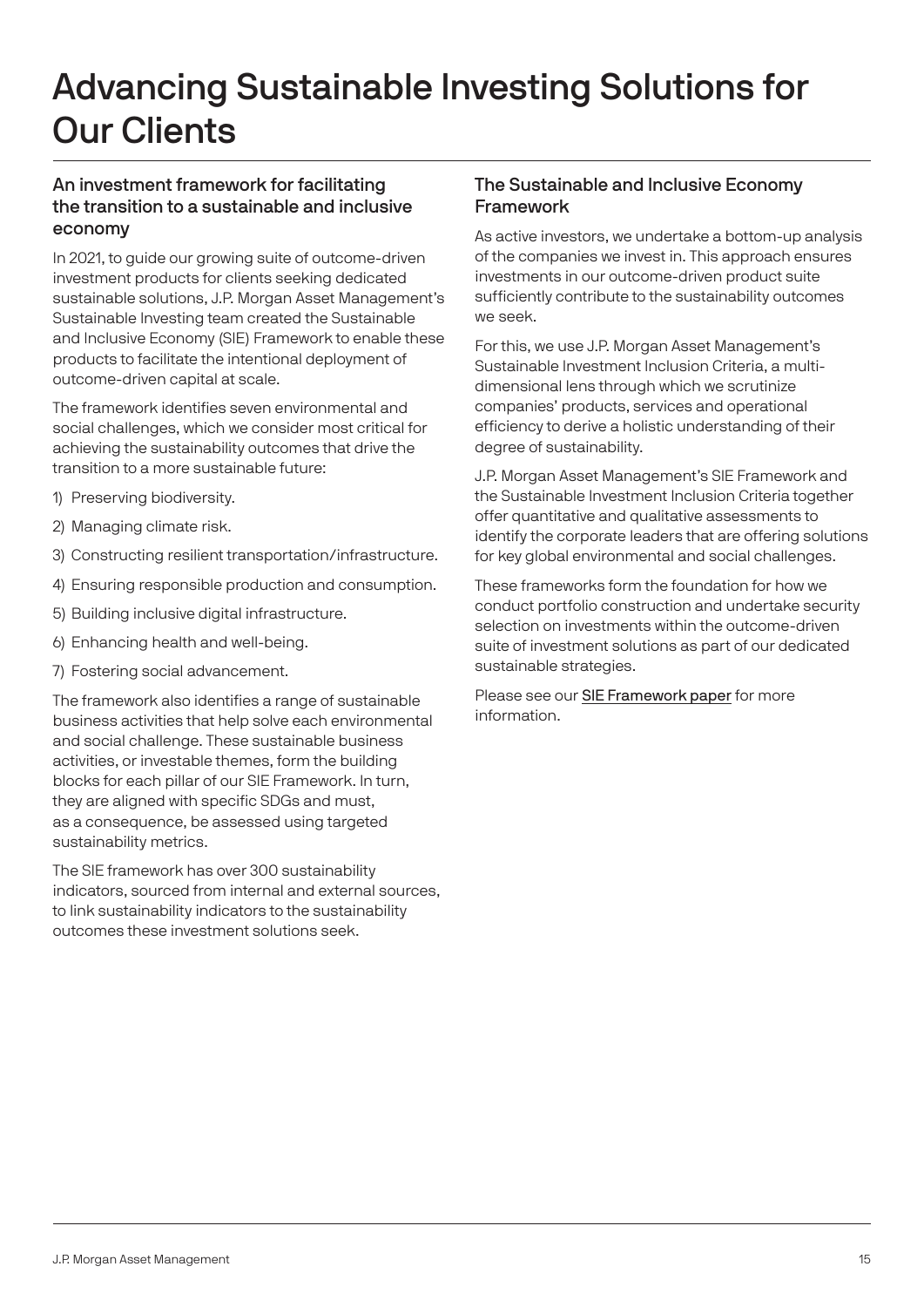# Advancing Sustainable Investing Solutions for Our Clients

### An investment framework for facilitating the transition to a sustainable and inclusive economy

In 2021, to guide our growing suite of outcome-driven investment products for clients seeking dedicated sustainable solutions, J.P. Morgan Asset Management's Sustainable Investing team created the Sustainable and Inclusive Economy (SIE) Framework to enable these products to facilitate the intentional deployment of outcome-driven capital at scale.

The framework identifies seven environmental and social challenges, which we consider most critical for achieving the sustainability outcomes that drive the transition to a more sustainable future:

1) Preserving biodiversity.
2) Managing climate risk.
3) Constructing resilient transportation/infrastructure.
4) Ensuring responsible production and consumption.
5) Building inclusive digital infrastructure.
6) Enhancing health and well-being.
7) Fostering social advancement.

The framework also identifies a range of sustainable business activities that help solve each environmental and social challenge. These sustainable business activities, or investable themes, form the building blocks for each pillar of our SIE Framework. In turn, they are aligned with specific SDGs and must, as a consequence, be assessed using targeted sustainability metrics.

The SIE framework has over 300 sustainability indicators, sourced from internal and external sources, to link sustainability indicators to the sustainability outcomes these investment solutions seek.

### The Sustainable and Inclusive Economy Framework

As active investors, we undertake a bottom-up analysis of the companies we invest in. This approach ensures investments in our outcome-driven product suite sufficiently contribute to the sustainability outcomes we seek.

For this, we use J.P. Morgan Asset Management's Sustainable Investment Inclusion Criteria, a multi-dimensional lens through which we scrutinize companies' products, services and operational efficiency to derive a holistic understanding of their degree of sustainability.

J.P. Morgan Asset Management's SIE Framework and the Sustainable Investment Inclusion Criteria together offer quantitative and qualitative assessments to identify the corporate leaders that are offering solutions for key global environmental and social challenges.

These frameworks form the foundation for how we conduct portfolio construction and undertake security selection on investments within the outcome-driven suite of investment solutions as part of our dedicated sustainable strategies.

Please see our SIE Framework paper for more information.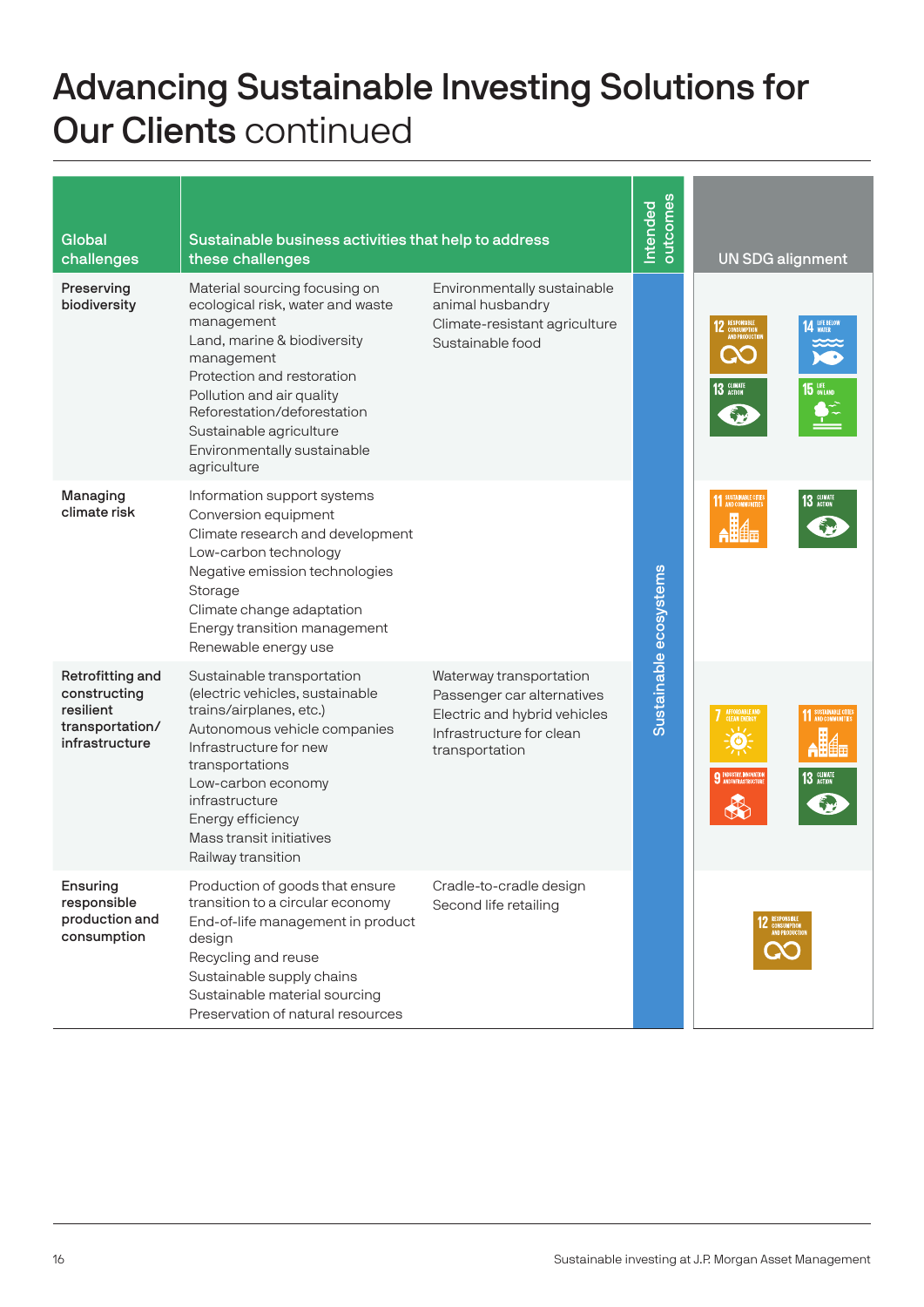# Advancing Sustainable Investing Solutions for Our Clients continued

| Global challenges | Sustainable business activities that help to address these challenges | | Intended outcomes | UN SDG alignment |
|---|---|---|---|---|
| Preserving biodiversity | Material sourcing focusing on ecological risk, water and waste management<br>Land, marine & biodiversity management<br>Protection and restoration<br>Pollution and air quality<br>Reforestation/deforestation<br>Sustainable agriculture<br>Environmentally sustainable agriculture | Environmentally sustainable animal husbandry<br>Climate-resistant agriculture<br>Sustainable food | Sustainable ecosystems | 12 Responsible consumption and production; 14 Life below water; 13 Climate action; 15 Life on land |
| Managing climate risk | Information support systems<br>Conversion equipment<br>Climate research and development<br>Low-carbon technology<br>Negative emission technologies<br>Storage<br>Climate change adaptation<br>Energy transition management<br>Renewable energy use | | Sustainable ecosystems | 11 Sustainable cities and communities; 13 Climate action |
| Retrofitting and constructing resilient transportation/ infrastructure | Sustainable transportation (electric vehicles, sustainable trains/airplanes, etc.)<br>Autonomous vehicle companies<br>Infrastructure for new transportations<br>Low-carbon economy infrastructure<br>Energy efficiency<br>Mass transit initiatives<br>Railway transition | Waterway transportation<br>Passenger car alternatives<br>Electric and hybrid vehicles<br>Infrastructure for clean transportation | Sustainable ecosystems | 7 Affordable and clean energy; 11 Sustainable cities and communities; 9 Industry, innovation and infrastructure; 13 Climate action |
| Ensuring responsible production and consumption | Production of goods that ensure transition to a circular economy<br>End-of-life management in product design<br>Recycling and reuse<br>Sustainable supply chains<br>Sustainable material sourcing<br>Preservation of natural resources | Cradle-to-cradle design<br>Second life retailing | Sustainable ecosystems | 12 Responsible consumption and production |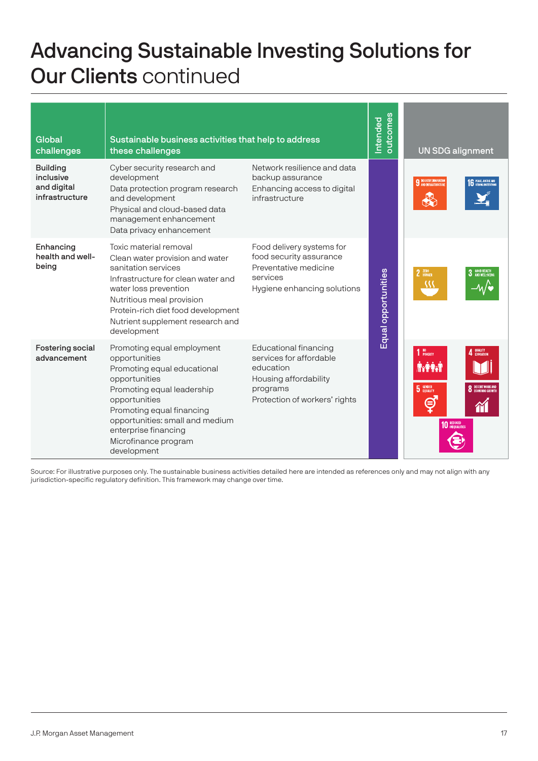# Advancing Sustainable Investing Solutions for Our Clients continued

| Global challenges | Sustainable business activities that help to address these challenges | | Intended outcomes | UN SDG alignment |
|---|---|---|---|---|
| **Building inclusive and digital infrastructure** | Cyber security research and development<br>Data protection program research and development<br>Physical and cloud-based data management enhancement<br>Data privacy enhancement | Network resilience and data backup assurance<br>Enhancing access to digital infrastructure | Equal opportunities | 9 Industry, innovation and infrastructure<br>16 Peace, justice and strong institutions |
| **Enhancing health and well-being** | Toxic material removal<br>Clean water provision and water sanitation services<br>Infrastructure for clean water and water loss prevention<br>Nutritious meal provision<br>Protein-rich diet food development<br>Nutrient supplement research and development | Food delivery systems for food security assurance<br>Preventative medicine services<br>Hygiene enhancing solutions | Equal opportunities | 2 Zero hunger<br>3 Good health and well-being |
| **Fostering social advancement** | Promoting equal employment opportunities<br>Promoting equal educational opportunities<br>Promoting equal leadership opportunities<br>Promoting equal financing opportunities: small and medium enterprise financing<br>Microfinance program development | Educational financing services for affordable education<br>Housing affordability programs<br>Protection of workers' rights | Equal opportunities | 1 No poverty<br>4 Quality education<br>5 Gender equality<br>8 Decent work and economic growth<br>10 Reduced inequalities |

Source: For illustrative purposes only. The sustainable business activities detailed here are intended as references only and may not align with any jurisdiction-specific regulatory definition. This framework may change over time.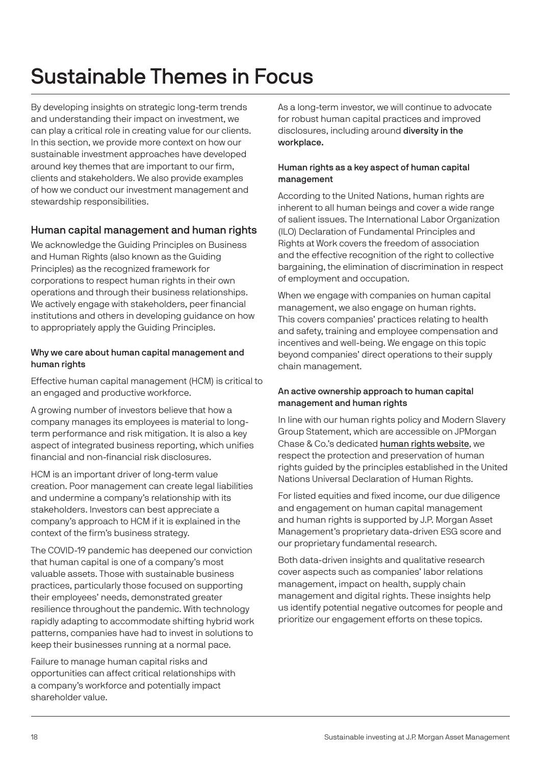# Sustainable Themes in Focus

By developing insights on strategic long-term trends and understanding their impact on investment, we can play a critical role in creating value for our clients. In this section, we provide more context on how our sustainable investment approaches have developed around key themes that are important to our firm, clients and stakeholders. We also provide examples of how we conduct our investment management and stewardship responsibilities.

## Human capital management and human rights

We acknowledge the Guiding Principles on Business and Human Rights (also known as the Guiding Principles) as the recognized framework for corporations to respect human rights in their own operations and through their business relationships. We actively engage with stakeholders, peer financial institutions and others in developing guidance on how to appropriately apply the Guiding Principles.

### Why we care about human capital management and human rights

Effective human capital management (HCM) is critical to an engaged and productive workforce.

A growing number of investors believe that how a company manages its employees is material to long-term performance and risk mitigation. It is also a key aspect of integrated business reporting, which unifies financial and non-financial risk disclosures.

HCM is an important driver of long-term value creation. Poor management can create legal liabilities and undermine a company's relationship with its stakeholders. Investors can best appreciate a company's approach to HCM if it is explained in the context of the firm's business strategy.

The COVID-19 pandemic has deepened our conviction that human capital is one of a company's most valuable assets. Those with sustainable business practices, particularly those focused on supporting their employees' needs, demonstrated greater resilience throughout the pandemic. With technology rapidly adapting to accommodate shifting hybrid work patterns, companies have had to invest in solutions to keep their businesses running at a normal pace.

Failure to manage human capital risks and opportunities can affect critical relationships with a company's workforce and potentially impact shareholder value.

As a long-term investor, we will continue to advocate for robust human capital practices and improved disclosures, including around **diversity in the workplace.**

### Human rights as a key aspect of human capital management

According to the United Nations, human rights are inherent to all human beings and cover a wide range of salient issues. The International Labor Organization (ILO) Declaration of Fundamental Principles and Rights at Work covers the freedom of association and the effective recognition of the right to collective bargaining, the elimination of discrimination in respect of employment and occupation.

When we engage with companies on human capital management, we also engage on human rights. This covers companies' practices relating to health and safety, training and employee compensation and incentives and well-being. We engage on this topic beyond companies' direct operations to their supply chain management.

### An active ownership approach to human capital management and human rights

In line with our human rights policy and Modern Slavery Group Statement, which are accessible on JPMorgan Chase & Co.'s dedicated human rights website, we respect the protection and preservation of human rights guided by the principles established in the United Nations Universal Declaration of Human Rights.

For listed equities and fixed income, our due diligence and engagement on human capital management and human rights is supported by J.P. Morgan Asset Management's proprietary data-driven ESG score and our proprietary fundamental research.

Both data-driven insights and qualitative research cover aspects such as companies' labor relations management, impact on health, supply chain management and digital rights. These insights help us identify potential negative outcomes for people and prioritize our engagement efforts on these topics.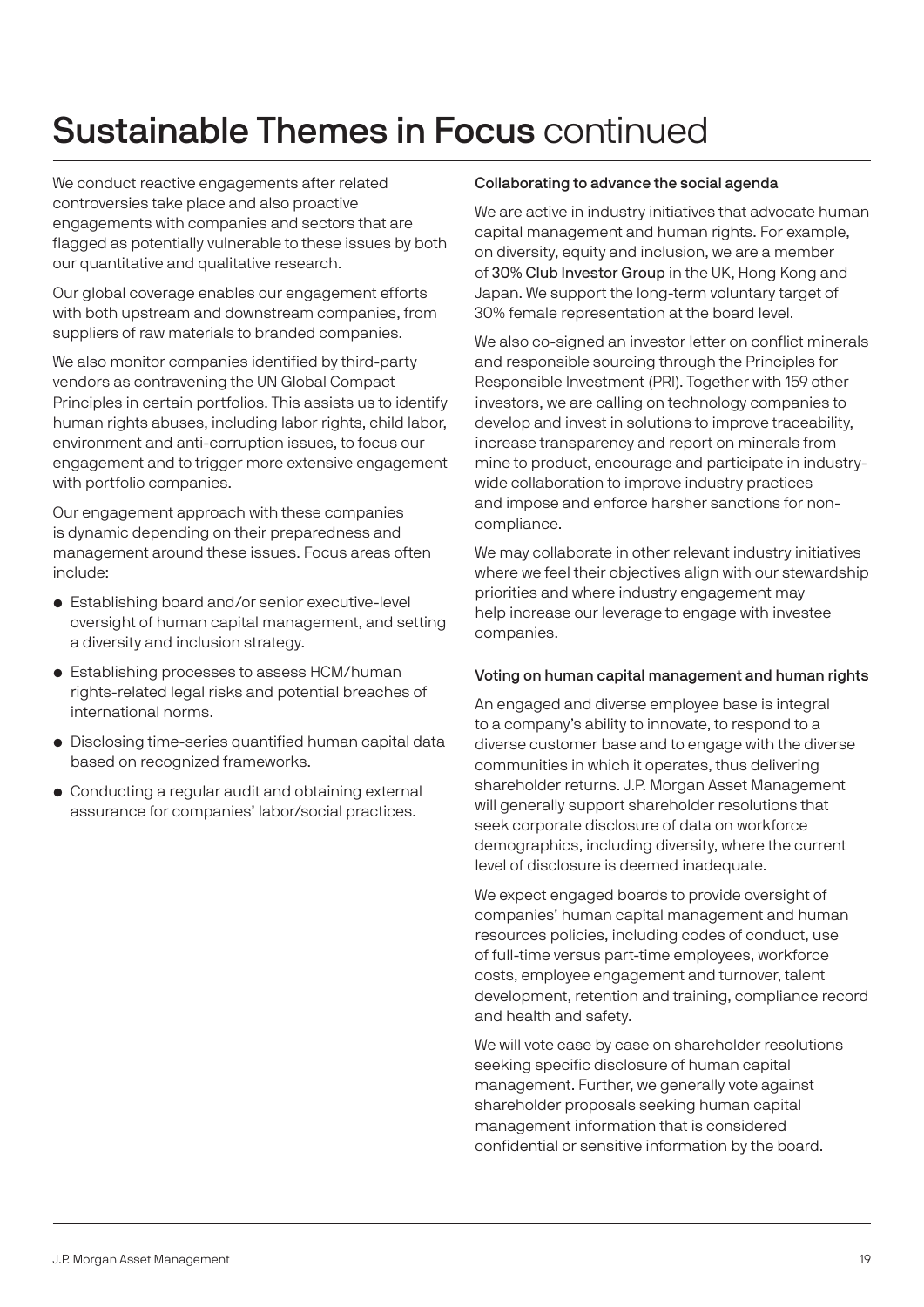# Sustainable Themes in Focus continued

We conduct reactive engagements after related controversies take place and also proactive engagements with companies and sectors that are flagged as potentially vulnerable to these issues by both our quantitative and qualitative research.

Our global coverage enables our engagement efforts with both upstream and downstream companies, from suppliers of raw materials to branded companies.

We also monitor companies identified by third-party vendors as contravening the UN Global Compact Principles in certain portfolios. This assists us to identify human rights abuses, including labor rights, child labor, environment and anti-corruption issues, to focus our engagement and to trigger more extensive engagement with portfolio companies.

Our engagement approach with these companies is dynamic depending on their preparedness and management around these issues. Focus areas often include:

- Establishing board and/or senior executive-level oversight of human capital management, and setting a diversity and inclusion strategy.
- Establishing processes to assess HCM/human rights-related legal risks and potential breaches of international norms.
- Disclosing time-series quantified human capital data based on recognized frameworks.
- Conducting a regular audit and obtaining external assurance for companies' labor/social practices.

### Collaborating to advance the social agenda

We are active in industry initiatives that advocate human capital management and human rights. For example, on diversity, equity and inclusion, we are a member of 30% Club Investor Group in the UK, Hong Kong and Japan. We support the long-term voluntary target of 30% female representation at the board level.

We also co-signed an investor letter on conflict minerals and responsible sourcing through the Principles for Responsible Investment (PRI). Together with 159 other investors, we are calling on technology companies to develop and invest in solutions to improve traceability, increase transparency and report on minerals from mine to product, encourage and participate in industry-wide collaboration to improve industry practices and impose and enforce harsher sanctions for non-compliance.

We may collaborate in other relevant industry initiatives where we feel their objectives align with our stewardship priorities and where industry engagement may help increase our leverage to engage with investee companies.

### Voting on human capital management and human rights

An engaged and diverse employee base is integral to a company's ability to innovate, to respond to a diverse customer base and to engage with the diverse communities in which it operates, thus delivering shareholder returns. J.P. Morgan Asset Management will generally support shareholder resolutions that seek corporate disclosure of data on workforce demographics, including diversity, where the current level of disclosure is deemed inadequate.

We expect engaged boards to provide oversight of companies' human capital management and human resources policies, including codes of conduct, use of full-time versus part-time employees, workforce costs, employee engagement and turnover, talent development, retention and training, compliance record and health and safety.

We will vote case by case on shareholder resolutions seeking specific disclosure of human capital management. Further, we generally vote against shareholder proposals seeking human capital management information that is considered confidential or sensitive information by the board.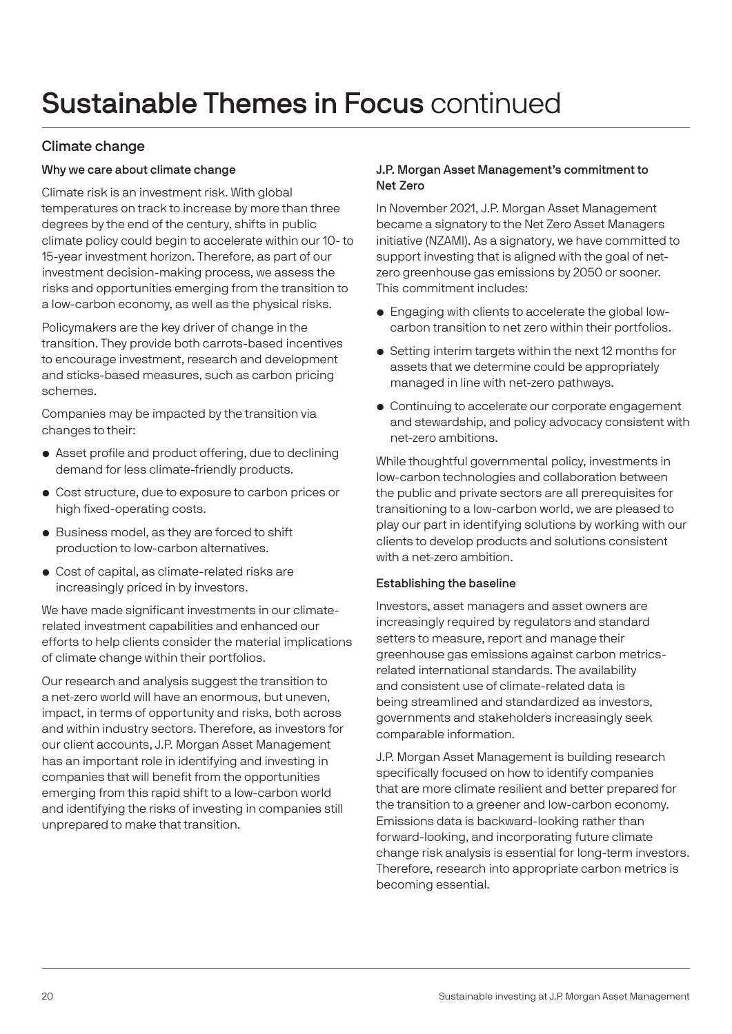# Sustainable Themes in Focus continued

## Climate change

### Why we care about climate change

Climate risk is an investment risk. With global temperatures on track to increase by more than three degrees by the end of the century, shifts in public climate policy could begin to accelerate within our 10- to 15-year investment horizon. Therefore, as part of our investment decision-making process, we assess the risks and opportunities emerging from the transition to a low-carbon economy, as well as the physical risks.

Policymakers are the key driver of change in the transition. They provide both carrots-based incentives to encourage investment, research and development and sticks-based measures, such as carbon pricing schemes.

Companies may be impacted by the transition via changes to their:

- Asset profile and product offering, due to declining demand for less climate-friendly products.
- Cost structure, due to exposure to carbon prices or high fixed-operating costs.
- Business model, as they are forced to shift production to low-carbon alternatives.
- Cost of capital, as climate-related risks are increasingly priced in by investors.

We have made significant investments in our climate-related investment capabilities and enhanced our efforts to help clients consider the material implications of climate change within their portfolios.

Our research and analysis suggest the transition to a net-zero world will have an enormous, but uneven, impact, in terms of opportunity and risks, both across and within industry sectors. Therefore, as investors for our client accounts, J.P. Morgan Asset Management has an important role in identifying and investing in companies that will benefit from the opportunities emerging from this rapid shift to a low-carbon world and identifying the risks of investing in companies still unprepared to make that transition.

### J.P. Morgan Asset Management's commitment to Net Zero

In November 2021, J.P. Morgan Asset Management became a signatory to the Net Zero Asset Managers initiative (NZAMI). As a signatory, we have committed to support investing that is aligned with the goal of net-zero greenhouse gas emissions by 2050 or sooner. This commitment includes:

- Engaging with clients to accelerate the global low-carbon transition to net zero within their portfolios.
- Setting interim targets within the next 12 months for assets that we determine could be appropriately managed in line with net-zero pathways.
- Continuing to accelerate our corporate engagement and stewardship, and policy advocacy consistent with net-zero ambitions.

While thoughtful governmental policy, investments in low-carbon technologies and collaboration between the public and private sectors are all prerequisites for transitioning to a low-carbon world, we are pleased to play our part in identifying solutions by working with our clients to develop products and solutions consistent with a net-zero ambition.

### Establishing the baseline

Investors, asset managers and asset owners are increasingly required by regulators and standard setters to measure, report and manage their greenhouse gas emissions against carbon metrics-related international standards. The availability and consistent use of climate-related data is being streamlined and standardized as investors, governments and stakeholders increasingly seek comparable information.

J.P. Morgan Asset Management is building research specifically focused on how to identify companies that are more climate resilient and better prepared for the transition to a greener and low-carbon economy. Emissions data is backward-looking rather than forward-looking, and incorporating future climate change risk analysis is essential for long-term investors. Therefore, research into appropriate carbon metrics is becoming essential.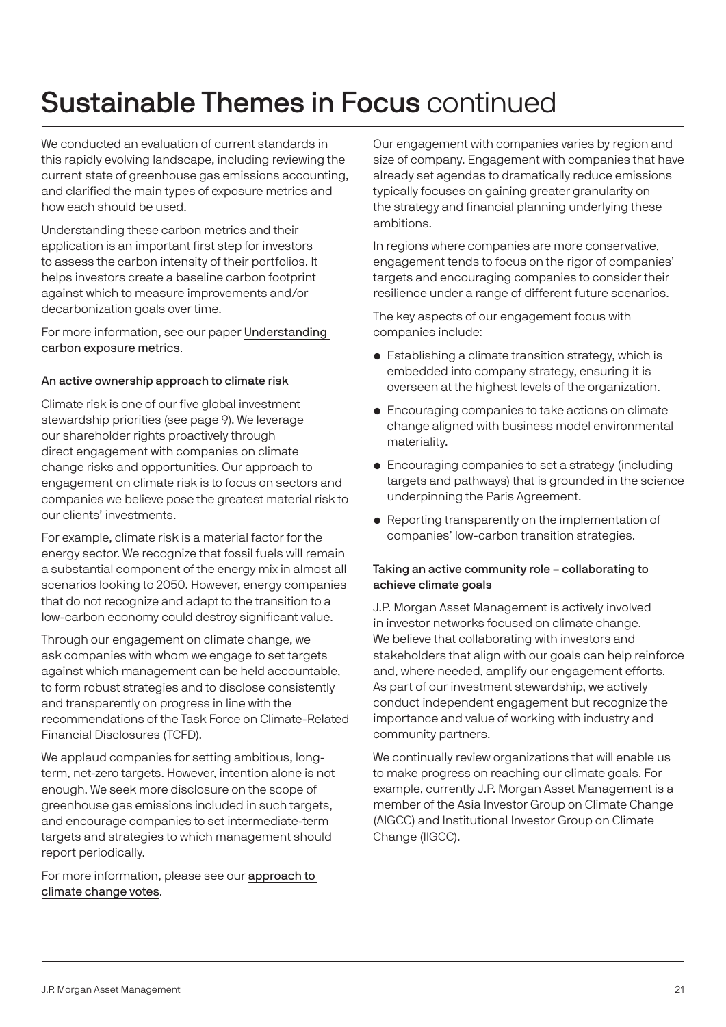# Sustainable Themes in Focus continued

We conducted an evaluation of current standards in this rapidly evolving landscape, including reviewing the current state of greenhouse gas emissions accounting, and clarified the main types of exposure metrics and how each should be used.

Understanding these carbon metrics and their application is an important first step for investors to assess the carbon intensity of their portfolios. It helps investors create a baseline carbon footprint against which to measure improvements and/or decarbonization goals over time.

For more information, see our paper Understanding carbon exposure metrics.

### An active ownership approach to climate risk

Climate risk is one of our five global investment stewardship priorities (see page 9). We leverage our shareholder rights proactively through direct engagement with companies on climate change risks and opportunities. Our approach to engagement on climate risk is to focus on sectors and companies we believe pose the greatest material risk to our clients' investments.

For example, climate risk is a material factor for the energy sector. We recognize that fossil fuels will remain a substantial component of the energy mix in almost all scenarios looking to 2050. However, energy companies that do not recognize and adapt to the transition to a low-carbon economy could destroy significant value.

Through our engagement on climate change, we ask companies with whom we engage to set targets against which management can be held accountable, to form robust strategies and to disclose consistently and transparently on progress in line with the recommendations of the Task Force on Climate-Related Financial Disclosures (TCFD).

We applaud companies for setting ambitious, long-term, net-zero targets. However, intention alone is not enough. We seek more disclosure on the scope of greenhouse gas emissions included in such targets, and encourage companies to set intermediate-term targets and strategies to which management should report periodically.

For more information, please see our approach to climate change votes.

Our engagement with companies varies by region and size of company. Engagement with companies that have already set agendas to dramatically reduce emissions typically focuses on gaining greater granularity on the strategy and financial planning underlying these ambitions.

In regions where companies are more conservative, engagement tends to focus on the rigor of companies' targets and encouraging companies to consider their resilience under a range of different future scenarios.

The key aspects of our engagement focus with companies include:

- Establishing a climate transition strategy, which is embedded into company strategy, ensuring it is overseen at the highest levels of the organization.
- Encouraging companies to take actions on climate change aligned with business model environmental materiality.
- Encouraging companies to set a strategy (including targets and pathways) that is grounded in the science underpinning the Paris Agreement.
- Reporting transparently on the implementation of companies' low-carbon transition strategies.

### Taking an active community role – collaborating to achieve climate goals

J.P. Morgan Asset Management is actively involved in investor networks focused on climate change. We believe that collaborating with investors and stakeholders that align with our goals can help reinforce and, where needed, amplify our engagement efforts. As part of our investment stewardship, we actively conduct independent engagement but recognize the importance and value of working with industry and community partners.

We continually review organizations that will enable us to make progress on reaching our climate goals. For example, currently J.P. Morgan Asset Management is a member of the Asia Investor Group on Climate Change (AIGCC) and Institutional Investor Group on Climate Change (IIGCC).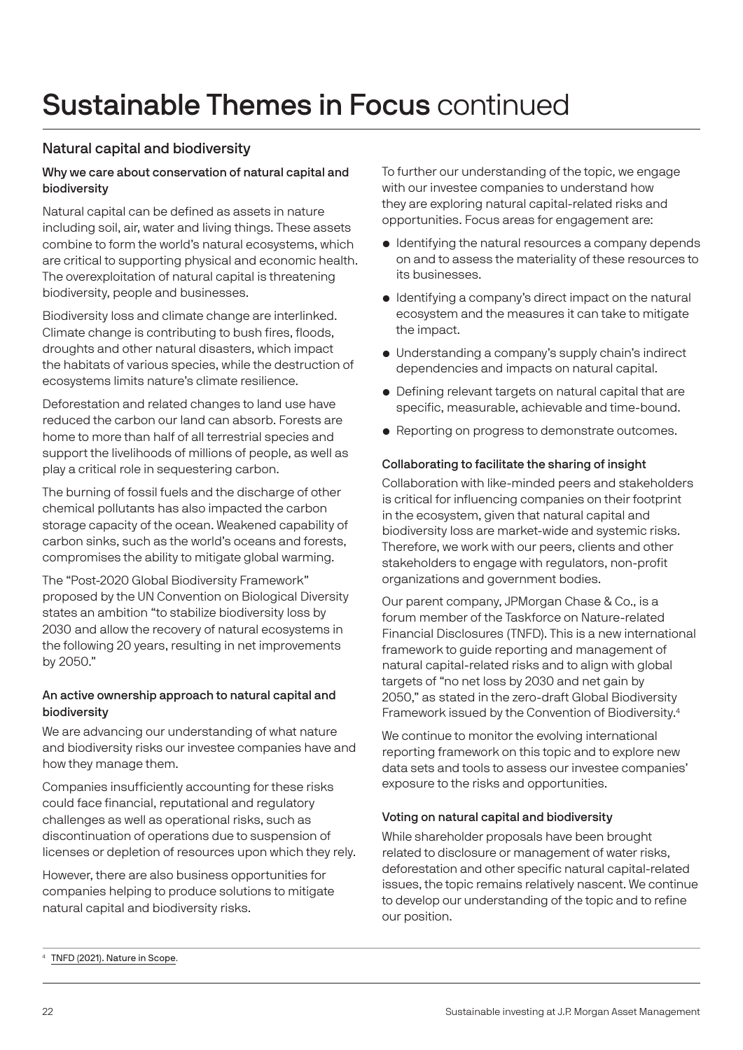# Sustainable Themes in Focus continued

## Natural capital and biodiversity

### Why we care about conservation of natural capital and biodiversity

Natural capital can be defined as assets in nature including soil, air, water and living things. These assets combine to form the world's natural ecosystems, which are critical to supporting physical and economic health. The overexploitation of natural capital is threatening biodiversity, people and businesses.

Biodiversity loss and climate change are interlinked. Climate change is contributing to bush fires, floods, droughts and other natural disasters, which impact the habitats of various species, while the destruction of ecosystems limits nature's climate resilience.

Deforestation and related changes to land use have reduced the carbon our land can absorb. Forests are home to more than half of all terrestrial species and support the livelihoods of millions of people, as well as play a critical role in sequestering carbon.

The burning of fossil fuels and the discharge of other chemical pollutants has also impacted the carbon storage capacity of the ocean. Weakened capability of carbon sinks, such as the world's oceans and forests, compromises the ability to mitigate global warming.

The "Post-2020 Global Biodiversity Framework" proposed by the UN Convention on Biological Diversity states an ambition "to stabilize biodiversity loss by 2030 and allow the recovery of natural ecosystems in the following 20 years, resulting in net improvements by 2050."

### An active ownership approach to natural capital and biodiversity

We are advancing our understanding of what nature and biodiversity risks our investee companies have and how they manage them.

Companies insufficiently accounting for these risks could face financial, reputational and regulatory challenges as well as operational risks, such as discontinuation of operations due to suspension of licenses or depletion of resources upon which they rely.

However, there are also business opportunities for companies helping to produce solutions to mitigate natural capital and biodiversity risks.

To further our understanding of the topic, we engage with our investee companies to understand how they are exploring natural capital-related risks and opportunities. Focus areas for engagement are:

- Identifying the natural resources a company depends on and to assess the materiality of these resources to its businesses.
- Identifying a company's direct impact on the natural ecosystem and the measures it can take to mitigate the impact.
- Understanding a company's supply chain's indirect dependencies and impacts on natural capital.
- Defining relevant targets on natural capital that are specific, measurable, achievable and time-bound.
- Reporting on progress to demonstrate outcomes.

### Collaborating to facilitate the sharing of insight

Collaboration with like-minded peers and stakeholders is critical for influencing companies on their footprint in the ecosystem, given that natural capital and biodiversity loss are market-wide and systemic risks. Therefore, we work with our peers, clients and other stakeholders to engage with regulators, non-profit organizations and government bodies.

Our parent company, JPMorgan Chase & Co., is a forum member of the Taskforce on Nature-related Financial Disclosures (TNFD). This is a new international framework to guide reporting and management of natural capital-related risks and to align with global targets of "no net loss by 2030 and net gain by 2050," as stated in the zero-draft Global Biodiversity Framework issued by the Convention of Biodiversity.[4]

We continue to monitor the evolving international reporting framework on this topic and to explore new data sets and tools to assess our investee companies' exposure to the risks and opportunities.

### Voting on natural capital and biodiversity

While shareholder proposals have been brought related to disclosure or management of water risks, deforestation and other specific natural capital-related issues, the topic remains relatively nascent. We continue to develop our understanding of the topic and to refine our position.

[4] TNFD (2021). Nature in Scope.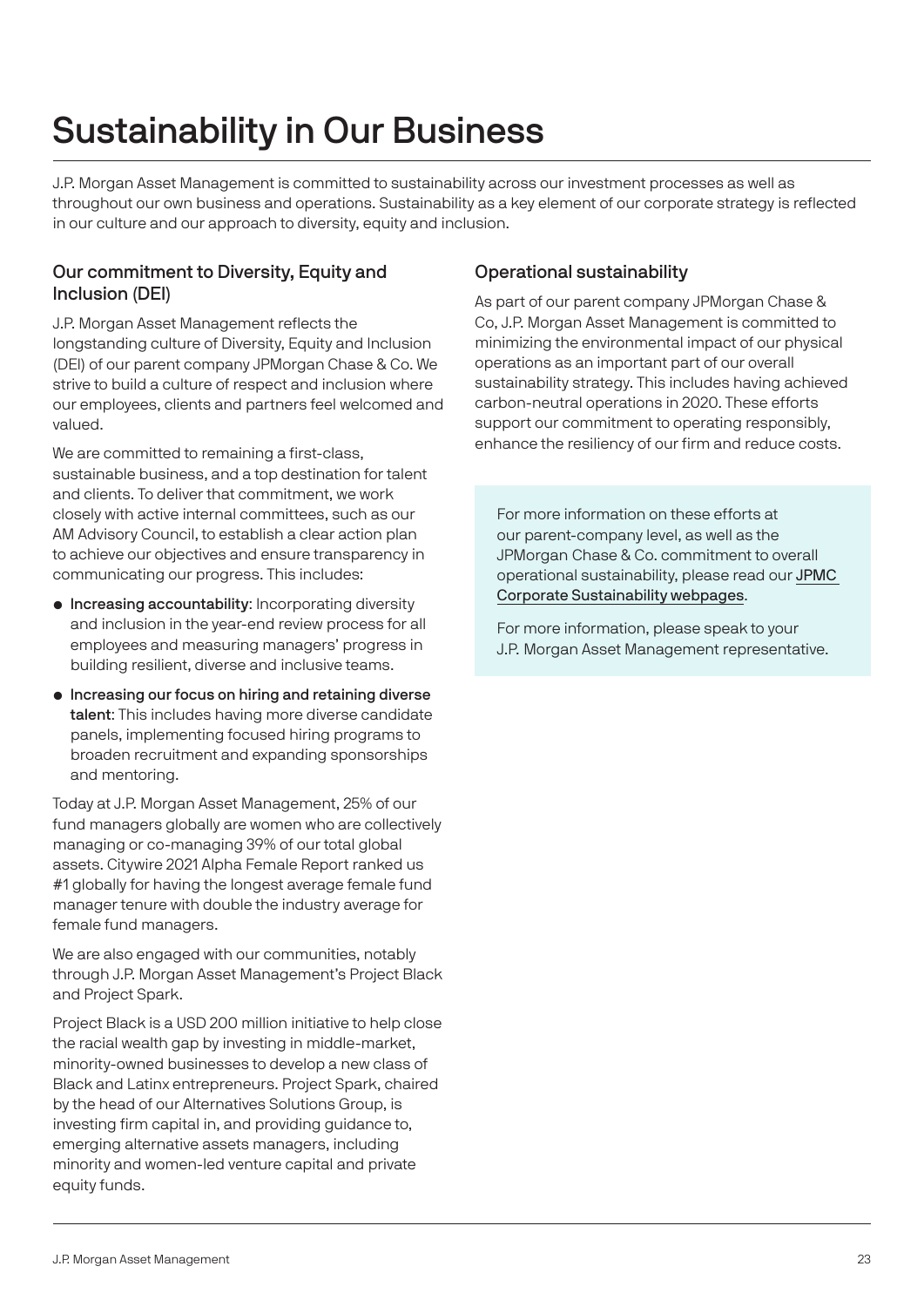# Sustainability in Our Business

J.P. Morgan Asset Management is committed to sustainability across our investment processes as well as throughout our own business and operations. Sustainability as a key element of our corporate strategy is reflected in our culture and our approach to diversity, equity and inclusion.

## Our commitment to Diversity, Equity and Inclusion (DEI)

J.P. Morgan Asset Management reflects the longstanding culture of Diversity, Equity and Inclusion (DEI) of our parent company JPMorgan Chase & Co. We strive to build a culture of respect and inclusion where our employees, clients and partners feel welcomed and valued.

We are committed to remaining a first-class, sustainable business, and a top destination for talent and clients. To deliver that commitment, we work closely with active internal committees, such as our AM Advisory Council, to establish a clear action plan to achieve our objectives and ensure transparency in communicating our progress. This includes:

- **Increasing accountability**: Incorporating diversity and inclusion in the year-end review process for all employees and measuring managers' progress in building resilient, diverse and inclusive teams.
- **Increasing our focus on hiring and retaining diverse talent**: This includes having more diverse candidate panels, implementing focused hiring programs to broaden recruitment and expanding sponsorships and mentoring.

Today at J.P. Morgan Asset Management, 25% of our fund managers globally are women who are collectively managing or co-managing 39% of our total global assets. Citywire 2021 Alpha Female Report ranked us #1 globally for having the longest average female fund manager tenure with double the industry average for female fund managers.

We are also engaged with our communities, notably through J.P. Morgan Asset Management's Project Black and Project Spark.

Project Black is a USD 200 million initiative to help close the racial wealth gap by investing in middle-market, minority-owned businesses to develop a new class of Black and Latinx entrepreneurs. Project Spark, chaired by the head of our Alternatives Solutions Group, is investing firm capital in, and providing guidance to, emerging alternative assets managers, including minority and women-led venture capital and private equity funds.

## Operational sustainability

As part of our parent company JPMorgan Chase & Co, J.P. Morgan Asset Management is committed to minimizing the environmental impact of our physical operations as an important part of our overall sustainability strategy. This includes having achieved carbon-neutral operations in 2020. These efforts support our commitment to operating responsibly, enhance the resiliency of our firm and reduce costs.

For more information on these efforts at our parent-company level, as well as the JPMorgan Chase & Co. commitment to overall operational sustainability, please read our JPMC Corporate Sustainability webpages.

For more information, please speak to your J.P. Morgan Asset Management representative.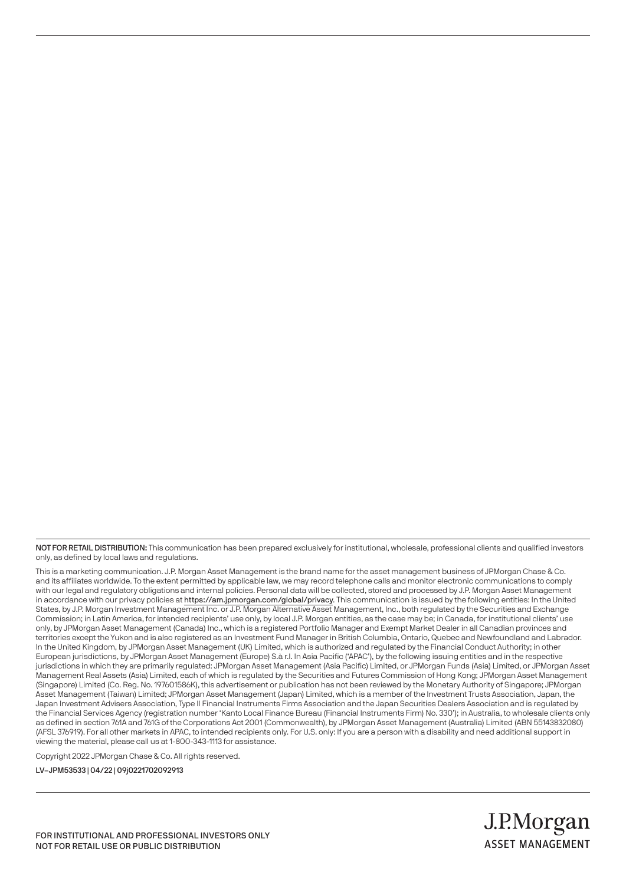**NOT FOR RETAIL DISTRIBUTION:** This communication has been prepared exclusively for institutional, wholesale, professional clients and qualified investors only, as defined by local laws and regulations.

This is a marketing communication. J.P. Morgan Asset Management is the brand name for the asset management business of JPMorgan Chase & Co. and its affiliates worldwide. To the extent permitted by applicable law, we may record telephone calls and monitor electronic communications to comply with our legal and regulatory obligations and internal policies. Personal data will be collected, stored and processed by J.P. Morgan Asset Management in accordance with our privacy policies at https://am.jpmorgan.com/global/privacy. This communication is issued by the following entities: In the United States, by J.P. Morgan Investment Management Inc. or J.P. Morgan Alternative Asset Management, Inc., both regulated by the Securities and Exchange Commission; in Latin America, for intended recipients' use only, by local J.P. Morgan entities, as the case may be; in Canada, for institutional clients' use only, by JPMorgan Asset Management (Canada) Inc., which is a registered Portfolio Manager and Exempt Market Dealer in all Canadian provinces and territories except the Yukon and is also registered as an Investment Fund Manager in British Columbia, Ontario, Quebec and Newfoundland and Labrador. In the United Kingdom, by JPMorgan Asset Management (UK) Limited, which is authorized and regulated by the Financial Conduct Authority; in other European jurisdictions, by JPMorgan Asset Management (Europe) S.à r.l. In Asia Pacific ("APAC"), by the following issuing entities and in the respective jurisdictions in which they are primarily regulated: JPMorgan Asset Management (Asia Pacific) Limited, or JPMorgan Funds (Asia) Limited, or JPMorgan Asset Management Real Assets (Asia) Limited, each of which is regulated by the Securities and Futures Commission of Hong Kong; JPMorgan Asset Management (Singapore) Limited (Co. Reg. No. 197601586K), this advertisement or publication has not been reviewed by the Monetary Authority of Singapore; JPMorgan Asset Management (Taiwan) Limited; JPMorgan Asset Management (Japan) Limited, which is a member of the Investment Trusts Association, Japan, the Japan Investment Advisers Association, Type II Financial Instruments Firms Association and the Japan Securities Dealers Association and is regulated by the Financial Services Agency (registration number "Kanto Local Finance Bureau (Financial Instruments Firm) No. 330"); in Australia, to wholesale clients only as defined in section 761A and 761G of the Corporations Act 2001 (Commonwealth), by JPMorgan Asset Management (Australia) Limited (ABN 55143832080) (AFSL 376919). For all other markets in APAC, to intended recipients only. For U.S. only: If you are a person with a disability and need additional support in viewing the material, please call us at 1-800-343-1113 for assistance.

Copyright 2022 JPMorgan Chase & Co. All rights reserved.

LV–JPM53533 | 04/22 | 09j0221702092913

FOR INSTITUTIONAL AND PROFESSIONAL INVESTORS ONLY
NOT FOR RETAIL USE OR PUBLIC DISTRIBUTION

J.P.Morgan
ASSET MANAGEMENT